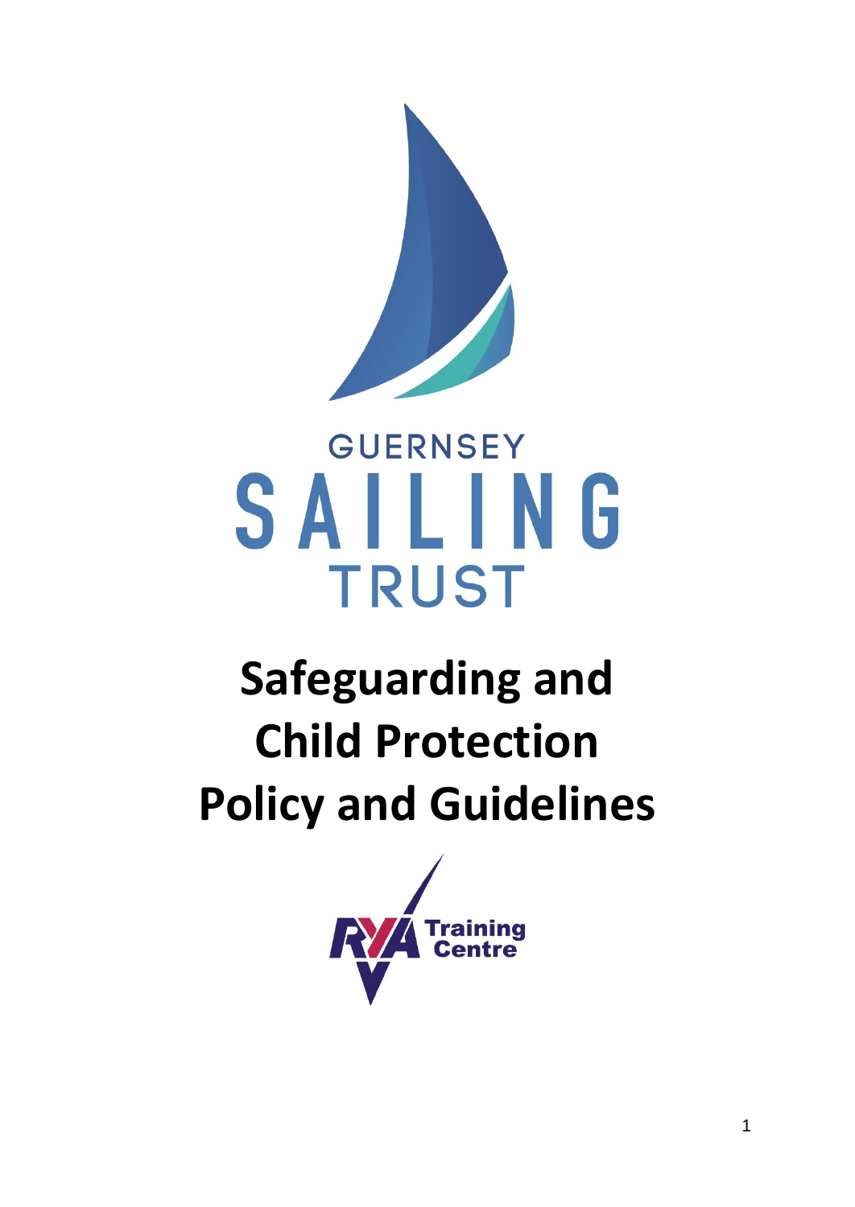GUERNSEY SAILING TRUST

# Safeguarding and Child Protection Policy and Guidelines

RYA Training Centre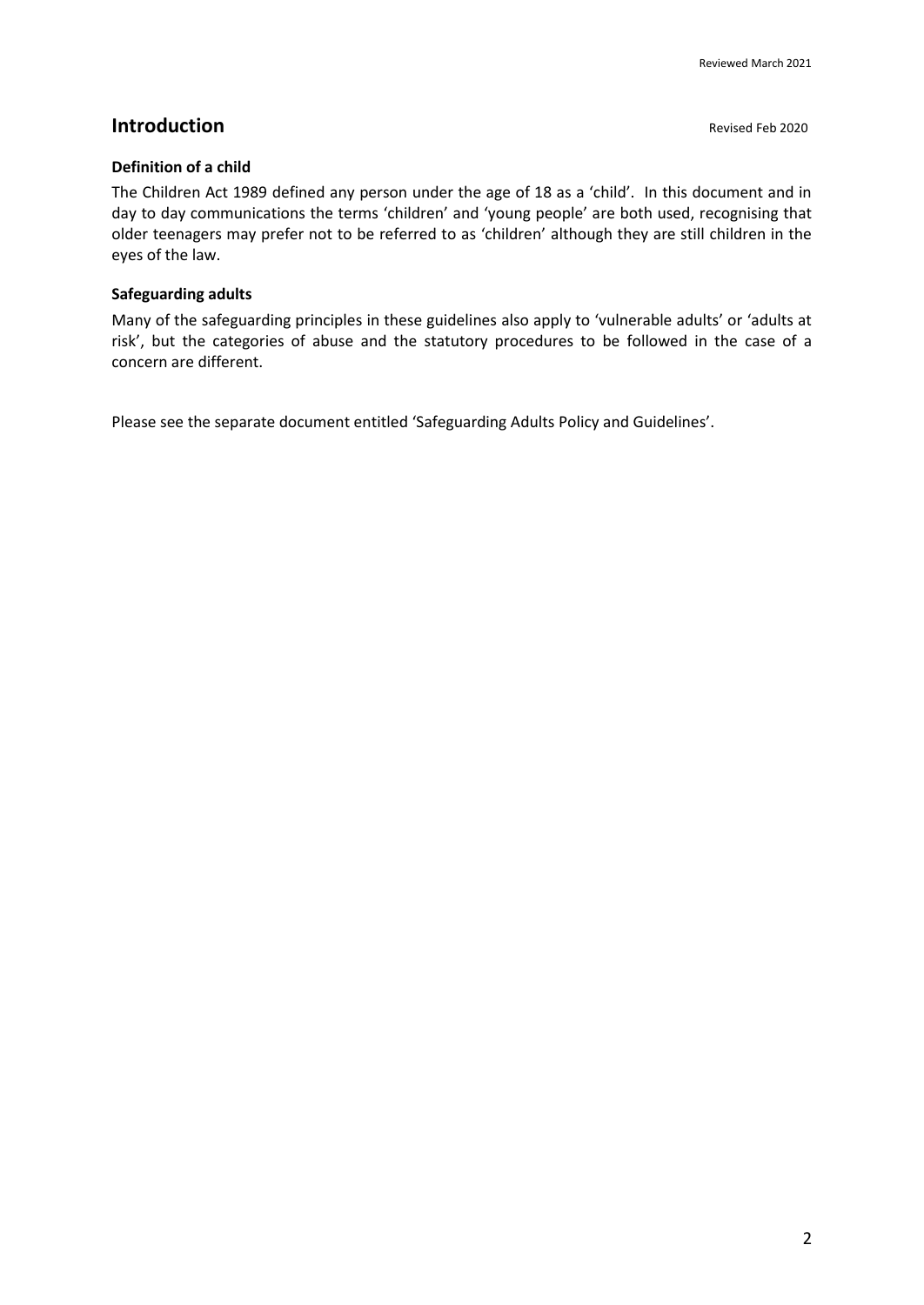## Introduction

Revised Feb 2020

### Definition of a child

The Children Act 1989 defined any person under the age of 18 as a 'child'. In this document and in day to day communications the terms 'children' and 'young people' are both used, recognising that older teenagers may prefer not to be referred to as 'children' although they are still children in the eyes of the law.

### Safeguarding adults

Many of the safeguarding principles in these guidelines also apply to 'vulnerable adults' or 'adults at risk', but the categories of abuse and the statutory procedures to be followed in the case of a concern are different.

Please see the separate document entitled 'Safeguarding Adults Policy and Guidelines'.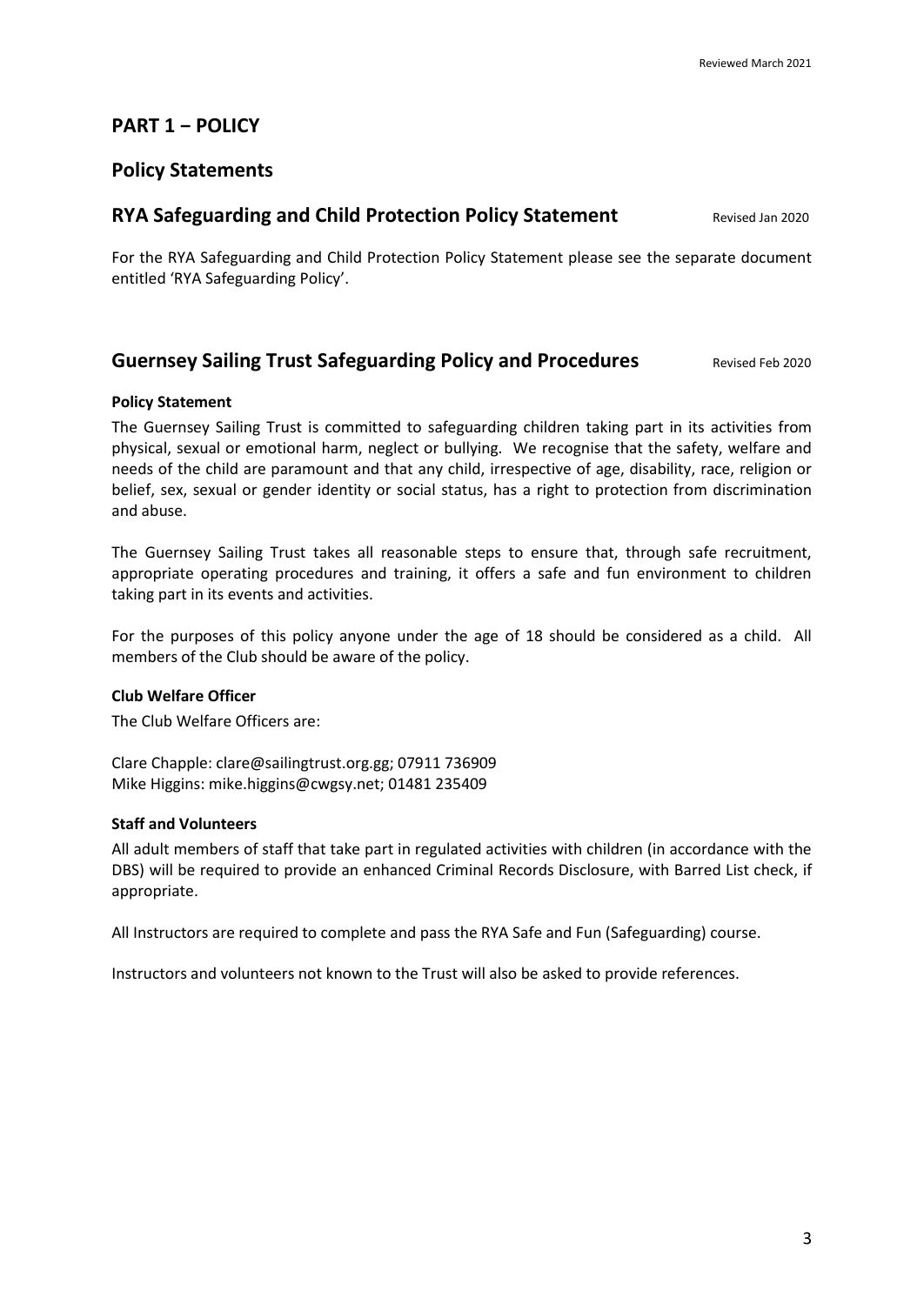# PART 1 – POLICY

## Policy Statements

## RYA Safeguarding and Child Protection Policy Statement

Revised Jan 2020

For the RYA Safeguarding and Child Protection Policy Statement please see the separate document entitled 'RYA Safeguarding Policy'.

## Guernsey Sailing Trust Safeguarding Policy and Procedures

Revised Feb 2020

**Policy Statement**

The Guernsey Sailing Trust is committed to safeguarding children taking part in its activities from physical, sexual or emotional harm, neglect or bullying. We recognise that the safety, welfare and needs of the child are paramount and that any child, irrespective of age, disability, race, religion or belief, sex, sexual or gender identity or social status, has a right to protection from discrimination and abuse.

The Guernsey Sailing Trust takes all reasonable steps to ensure that, through safe recruitment, appropriate operating procedures and training, it offers a safe and fun environment to children taking part in its events and activities.

For the purposes of this policy anyone under the age of 18 should be considered as a child. All members of the Club should be aware of the policy.

**Club Welfare Officer**

The Club Welfare Officers are:

Clare Chapple: clare@sailingtrust.org.gg; 07911 736909
Mike Higgins: mike.higgins@cwgsy.net; 01481 235409

**Staff and Volunteers**

All adult members of staff that take part in regulated activities with children (in accordance with the DBS) will be required to provide an enhanced Criminal Records Disclosure, with Barred List check, if appropriate.

All Instructors are required to complete and pass the RYA Safe and Fun (Safeguarding) course.

Instructors and volunteers not known to the Trust will also be asked to provide references.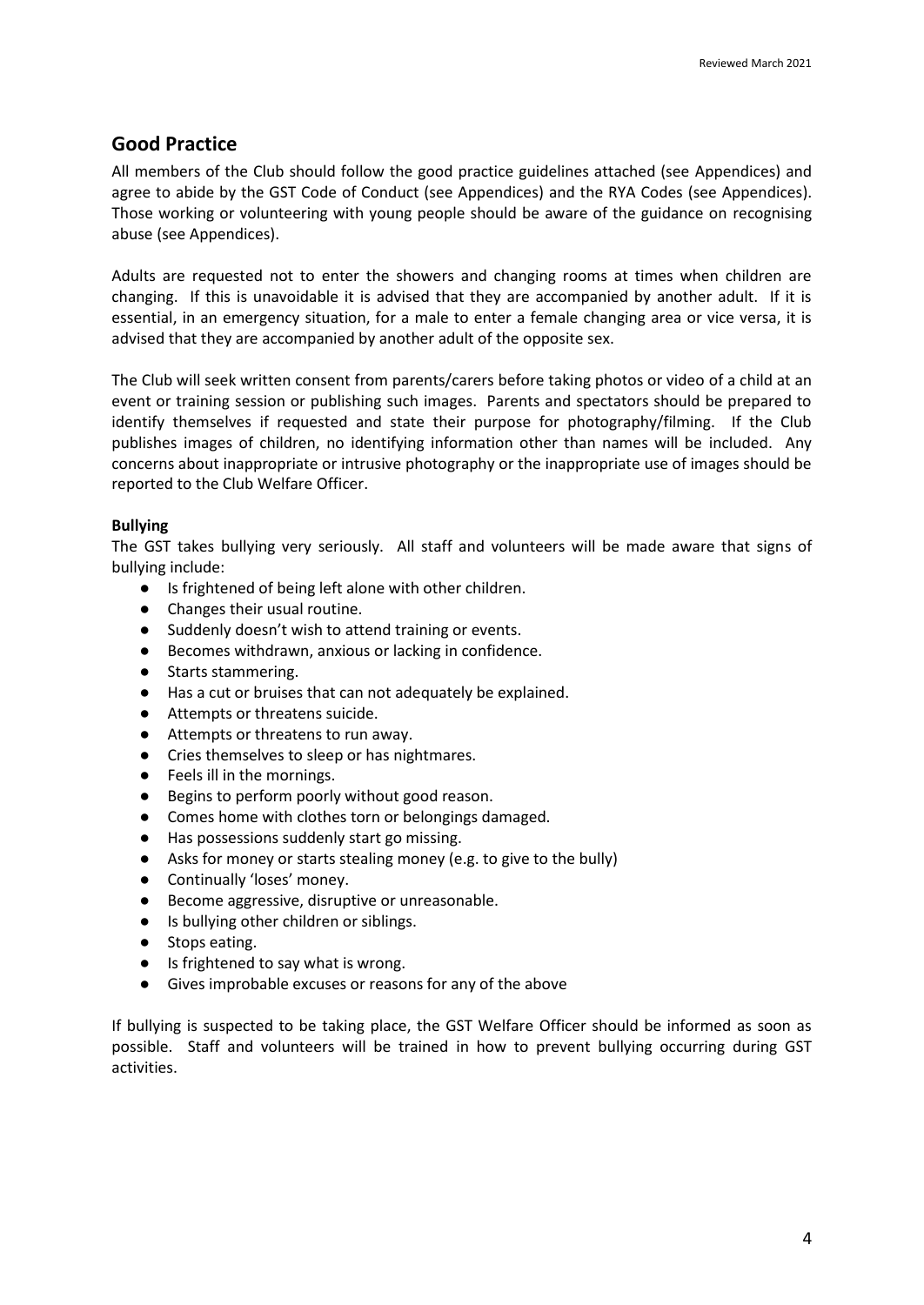## Good Practice

All members of the Club should follow the good practice guidelines attached (see Appendices) and agree to abide by the GST Code of Conduct (see Appendices) and the RYA Codes (see Appendices). Those working or volunteering with young people should be aware of the guidance on recognising abuse (see Appendices).

Adults are requested not to enter the showers and changing rooms at times when children are changing. If this is unavoidable it is advised that they are accompanied by another adult. If it is essential, in an emergency situation, for a male to enter a female changing area or vice versa, it is advised that they are accompanied by another adult of the opposite sex.

The Club will seek written consent from parents/carers before taking photos or video of a child at an event or training session or publishing such images. Parents and spectators should be prepared to identify themselves if requested and state their purpose for photography/filming. If the Club publishes images of children, no identifying information other than names will be included. Any concerns about inappropriate or intrusive photography or the inappropriate use of images should be reported to the Club Welfare Officer.

**Bullying**

The GST takes bullying very seriously. All staff and volunteers will be made aware that signs of bullying include:

- Is frightened of being left alone with other children.
- Changes their usual routine.
- Suddenly doesn't wish to attend training or events.
- Becomes withdrawn, anxious or lacking in confidence.
- Starts stammering.
- Has a cut or bruises that can not adequately be explained.
- Attempts or threatens suicide.
- Attempts or threatens to run away.
- Cries themselves to sleep or has nightmares.
- Feels ill in the mornings.
- Begins to perform poorly without good reason.
- Comes home with clothes torn or belongings damaged.
- Has possessions suddenly start go missing.
- Asks for money or starts stealing money (e.g. to give to the bully)
- Continually 'loses' money.
- Become aggressive, disruptive or unreasonable.
- Is bullying other children or siblings.
- Stops eating.
- Is frightened to say what is wrong.
- Gives improbable excuses or reasons for any of the above

If bullying is suspected to be taking place, the GST Welfare Officer should be informed as soon as possible. Staff and volunteers will be trained in how to prevent bullying occurring during GST activities.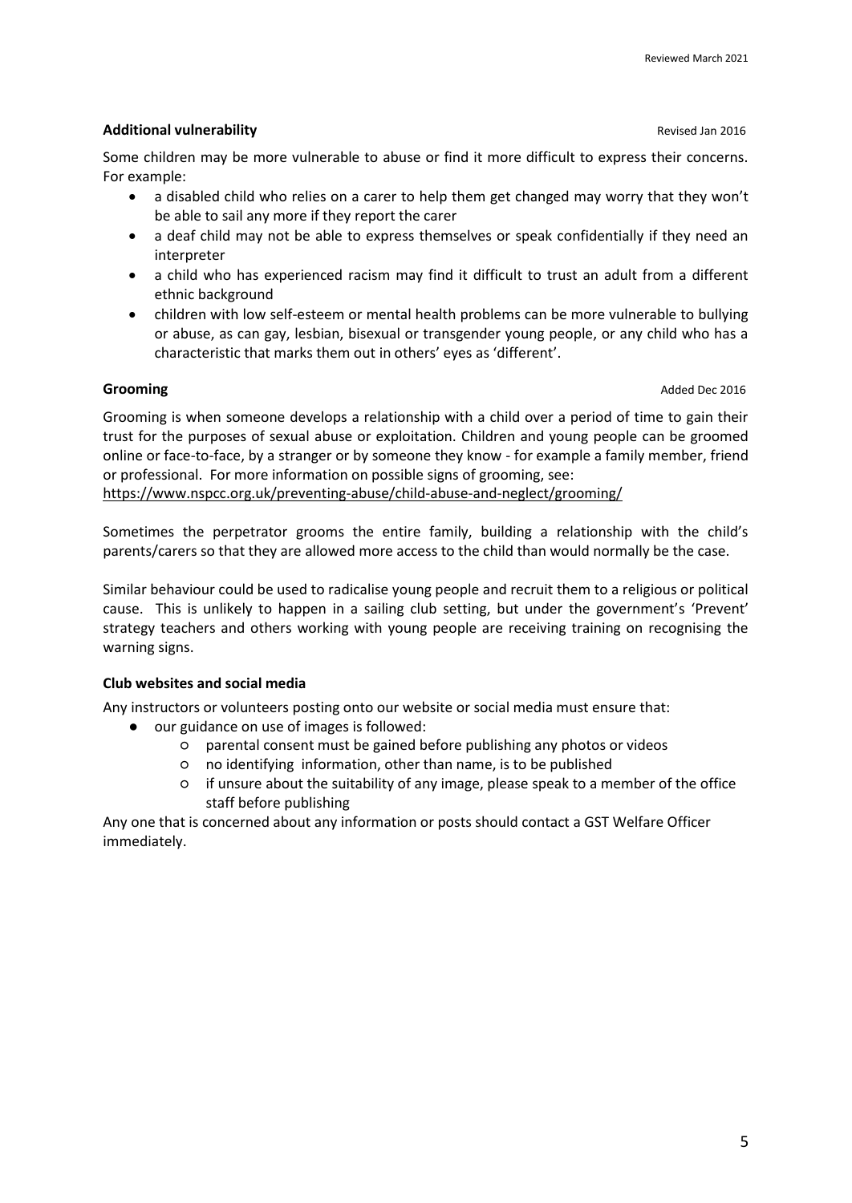**Additional vulnerability** Revised Jan 2016

Some children may be more vulnerable to abuse or find it more difficult to express their concerns. For example:

- a disabled child who relies on a carer to help them get changed may worry that they won't be able to sail any more if they report the carer
- a deaf child may not be able to express themselves or speak confidentially if they need an interpreter
- a child who has experienced racism may find it difficult to trust an adult from a different ethnic background
- children with low self-esteem or mental health problems can be more vulnerable to bullying or abuse, as can gay, lesbian, bisexual or transgender young people, or any child who has a characteristic that marks them out in others' eyes as 'different'.

**Grooming** Added Dec 2016

Grooming is when someone develops a relationship with a child over a period of time to gain their trust for the purposes of sexual abuse or exploitation. Children and young people can be groomed online or face-to-face, by a stranger or by someone they know - for example a family member, friend or professional. For more information on possible signs of grooming, see:
https://www.nspcc.org.uk/preventing-abuse/child-abuse-and-neglect/grooming/

Sometimes the perpetrator grooms the entire family, building a relationship with the child's parents/carers so that they are allowed more access to the child than would normally be the case.

Similar behaviour could be used to radicalise young people and recruit them to a religious or political cause. This is unlikely to happen in a sailing club setting, but under the government's 'Prevent' strategy teachers and others working with young people are receiving training on recognising the warning signs.

**Club websites and social media**

Any instructors or volunteers posting onto our website or social media must ensure that:

- our guidance on use of images is followed:
  - parental consent must be gained before publishing any photos or videos
  - no identifying information, other than name, is to be published
  - if unsure about the suitability of any image, please speak to a member of the office staff before publishing

Any one that is concerned about any information or posts should contact a GST Welfare Officer immediately.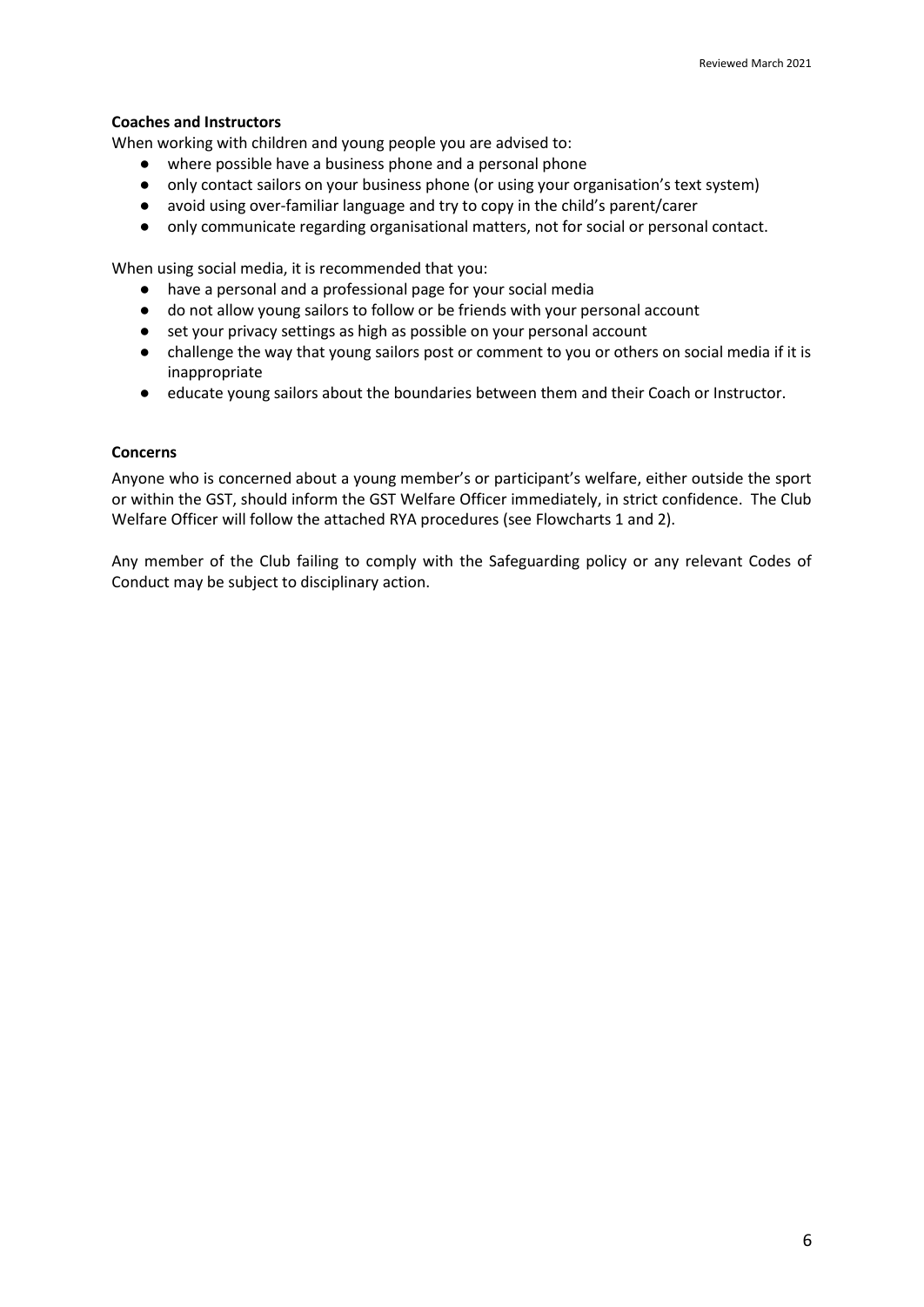**Coaches and Instructors**

When working with children and young people you are advised to:

- where possible have a business phone and a personal phone
- only contact sailors on your business phone (or using your organisation's text system)
- avoid using over-familiar language and try to copy in the child's parent/carer
- only communicate regarding organisational matters, not for social or personal contact.

When using social media, it is recommended that you:

- have a personal and a professional page for your social media
- do not allow young sailors to follow or be friends with your personal account
- set your privacy settings as high as possible on your personal account
- challenge the way that young sailors post or comment to you or others on social media if it is inappropriate
- educate young sailors about the boundaries between them and their Coach or Instructor.

**Concerns**

Anyone who is concerned about a young member's or participant's welfare, either outside the sport or within the GST, should inform the GST Welfare Officer immediately, in strict confidence. The Club Welfare Officer will follow the attached RYA procedures (see Flowcharts 1 and 2).

Any member of the Club failing to comply with the Safeguarding policy or any relevant Codes of Conduct may be subject to disciplinary action.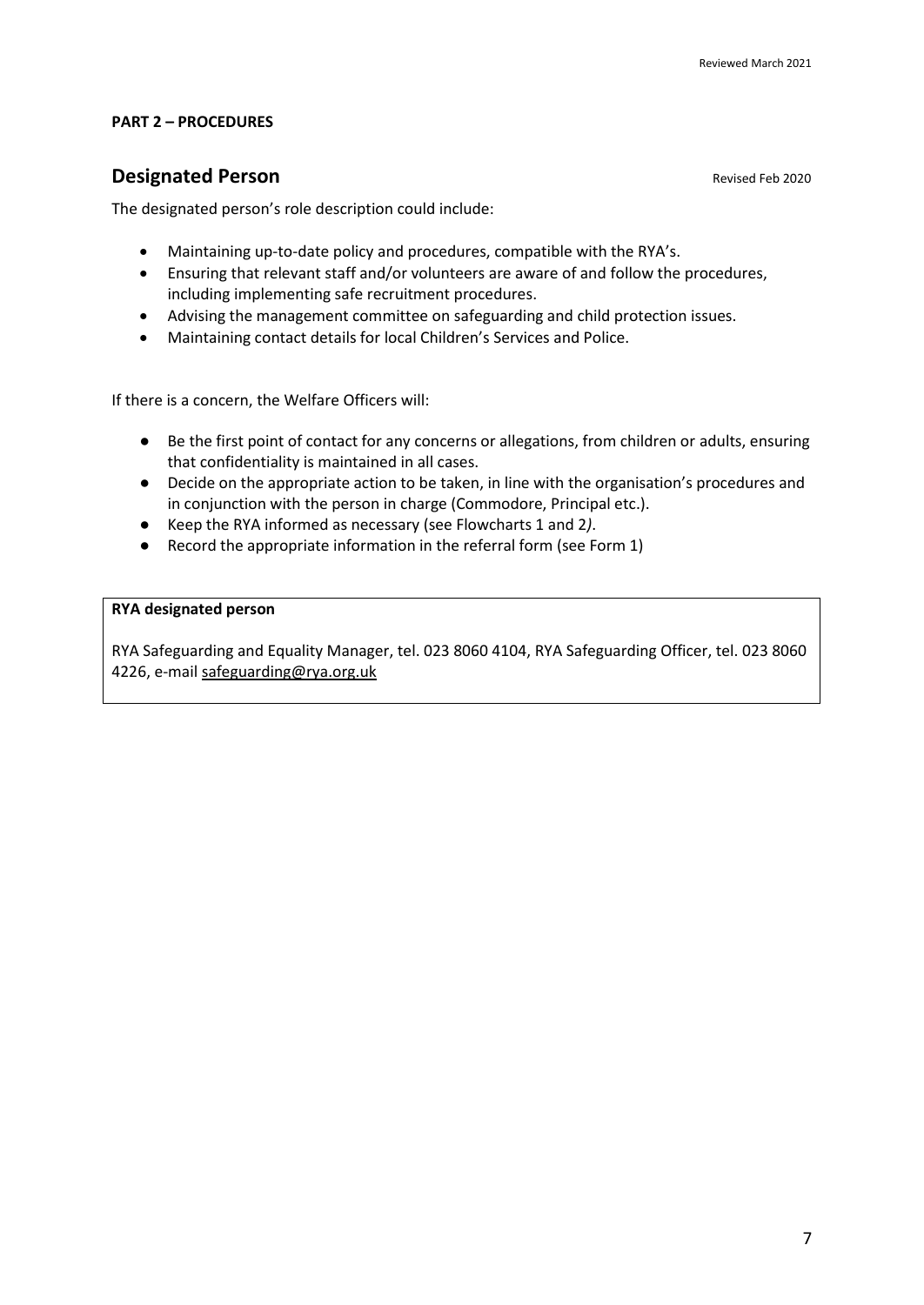**PART 2 – PROCEDURES**

## Designated Person

Revised Feb 2020

The designated person's role description could include:

- Maintaining up-to-date policy and procedures, compatible with the RYA's.
- Ensuring that relevant staff and/or volunteers are aware of and follow the procedures, including implementing safe recruitment procedures.
- Advising the management committee on safeguarding and child protection issues.
- Maintaining contact details for local Children's Services and Police.

If there is a concern, the Welfare Officers will:

- Be the first point of contact for any concerns or allegations, from children or adults, ensuring that confidentiality is maintained in all cases.
- Decide on the appropriate action to be taken, in line with the organisation's procedures and in conjunction with the person in charge (Commodore, Principal etc.).
- Keep the RYA informed as necessary (see Flowcharts 1 and 2*)*.
- Record the appropriate information in the referral form (see Form 1)

**RYA designated person**

RYA Safeguarding and Equality Manager, tel. 023 8060 4104, RYA Safeguarding Officer, tel. 023 8060 4226, e-mail safeguarding@rya.org.uk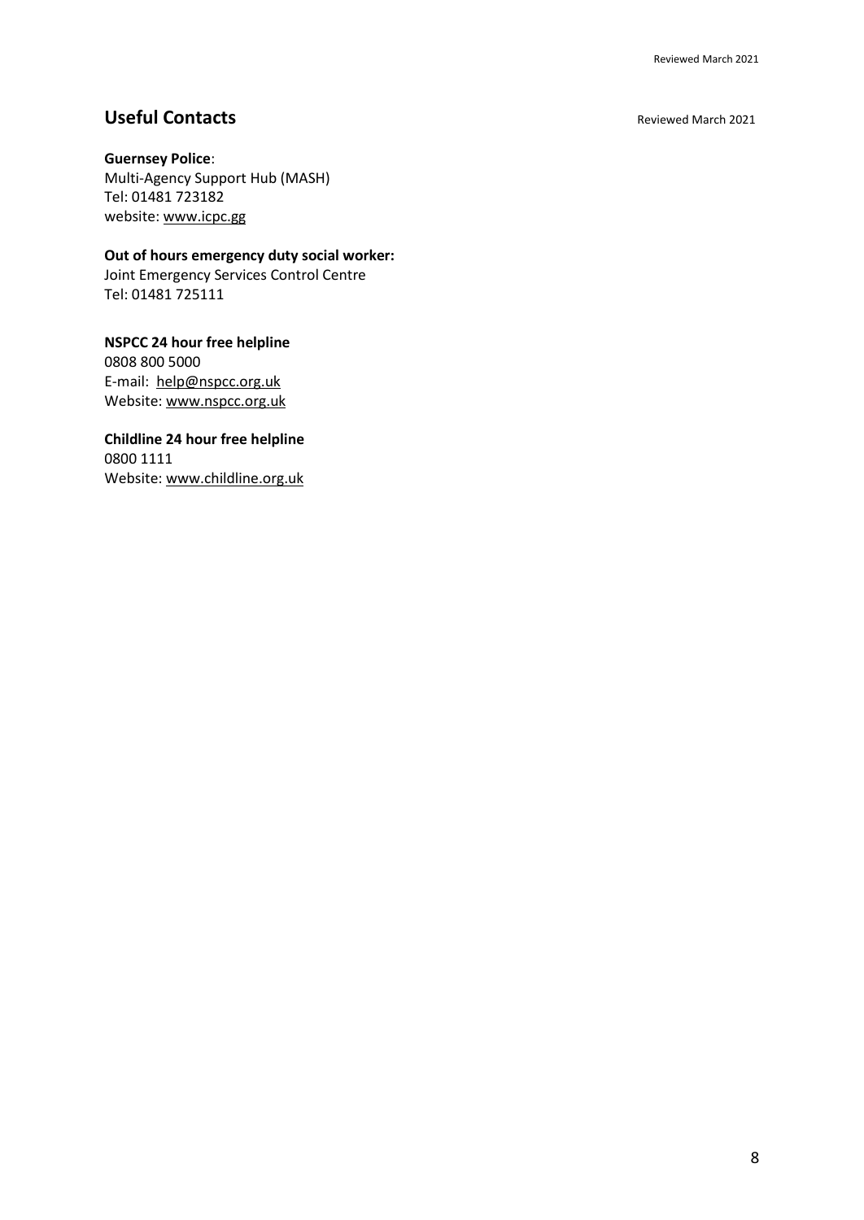## Useful Contacts

Reviewed March 2021

**Guernsey Police**:
Multi-Agency Support Hub (MASH)
Tel: 01481 723182
website: www.icpc.gg

**Out of hours emergency duty social worker:**
Joint Emergency Services Control Centre
Tel: 01481 725111

**NSPCC 24 hour free helpline**
0808 800 5000
E-mail: help@nspcc.org.uk
Website: www.nspcc.org.uk

**Childline 24 hour free helpline**
0800 1111
Website: www.childline.org.uk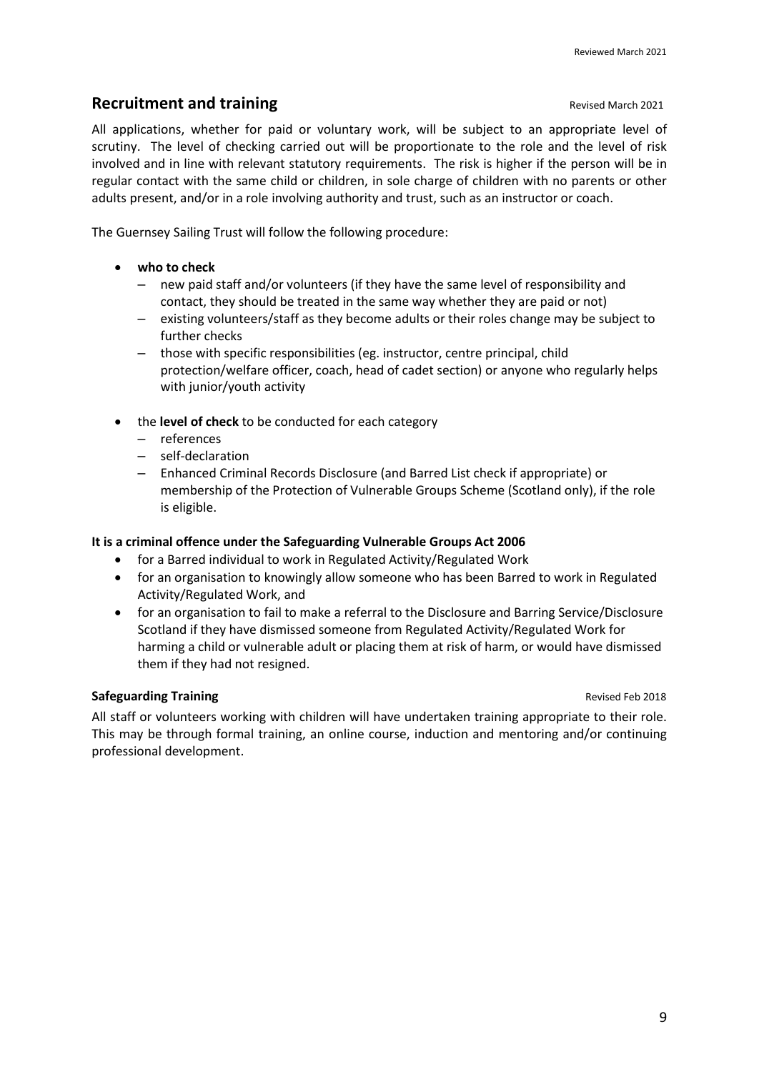## Recruitment and training

Revised March 2021

All applications, whether for paid or voluntary work, will be subject to an appropriate level of scrutiny. The level of checking carried out will be proportionate to the role and the level of risk involved and in line with relevant statutory requirements. The risk is higher if the person will be in regular contact with the same child or children, in sole charge of children with no parents or other adults present, and/or in a role involving authority and trust, such as an instructor or coach.

The Guernsey Sailing Trust will follow the following procedure:

- **who to check**
  - new paid staff and/or volunteers (if they have the same level of responsibility and contact, they should be treated in the same way whether they are paid or not)
  - existing volunteers/staff as they become adults or their roles change may be subject to further checks
  - those with specific responsibilities (eg. instructor, centre principal, child protection/welfare officer, coach, head of cadet section) or anyone who regularly helps with junior/youth activity
- the **level of check** to be conducted for each category
  - references
  - self-declaration
  - Enhanced Criminal Records Disclosure (and Barred List check if appropriate) or membership of the Protection of Vulnerable Groups Scheme (Scotland only), if the role is eligible.

**It is a criminal offence under the Safeguarding Vulnerable Groups Act 2006**

- for a Barred individual to work in Regulated Activity/Regulated Work
- for an organisation to knowingly allow someone who has been Barred to work in Regulated Activity/Regulated Work, and
- for an organisation to fail to make a referral to the Disclosure and Barring Service/Disclosure Scotland if they have dismissed someone from Regulated Activity/Regulated Work for harming a child or vulnerable adult or placing them at risk of harm, or would have dismissed them if they had not resigned.

### Safeguarding Training

Revised Feb 2018

All staff or volunteers working with children will have undertaken training appropriate to their role. This may be through formal training, an online course, induction and mentoring and/or continuing professional development.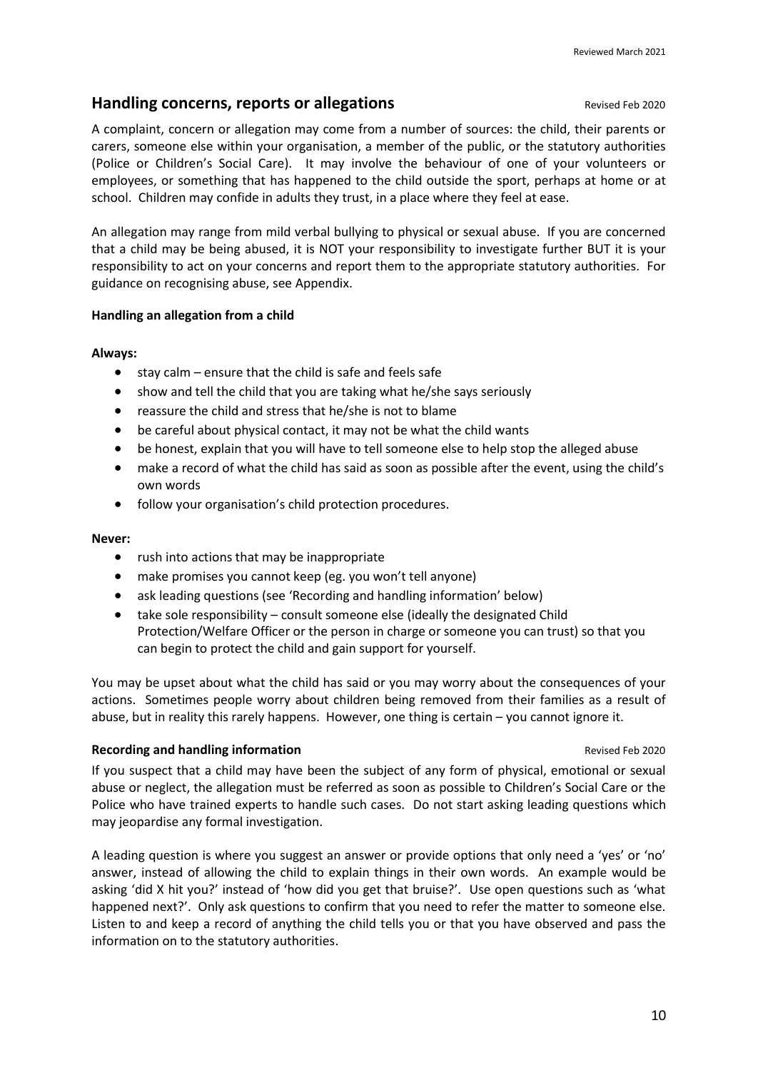## Handling concerns, reports or allegations

Revised Feb 2020

A complaint, concern or allegation may come from a number of sources: the child, their parents or carers, someone else within your organisation, a member of the public, or the statutory authorities (Police or Children's Social Care). It may involve the behaviour of one of your volunteers or employees, or something that has happened to the child outside the sport, perhaps at home or at school. Children may confide in adults they trust, in a place where they feel at ease.

An allegation may range from mild verbal bullying to physical or sexual abuse. If you are concerned that a child may be being abused, it is NOT your responsibility to investigate further BUT it is your responsibility to act on your concerns and report them to the appropriate statutory authorities. For guidance on recognising abuse, see Appendix.

### Handling an allegation from a child

**Always:**

- stay calm – ensure that the child is safe and feels safe
- show and tell the child that you are taking what he/she says seriously
- reassure the child and stress that he/she is not to blame
- be careful about physical contact, it may not be what the child wants
- be honest, explain that you will have to tell someone else to help stop the alleged abuse
- make a record of what the child has said as soon as possible after the event, using the child's own words
- follow your organisation's child protection procedures.

**Never:**

- rush into actions that may be inappropriate
- make promises you cannot keep (eg. you won't tell anyone)
- ask leading questions (see 'Recording and handling information' below)
- take sole responsibility – consult someone else (ideally the designated Child Protection/Welfare Officer or the person in charge or someone you can trust) so that you can begin to protect the child and gain support for yourself.

You may be upset about what the child has said or you may worry about the consequences of your actions. Sometimes people worry about children being removed from their families as a result of abuse, but in reality this rarely happens. However, one thing is certain – you cannot ignore it.

### Recording and handling information

Revised Feb 2020

If you suspect that a child may have been the subject of any form of physical, emotional or sexual abuse or neglect, the allegation must be referred as soon as possible to Children's Social Care or the Police who have trained experts to handle such cases. Do not start asking leading questions which may jeopardise any formal investigation.

A leading question is where you suggest an answer or provide options that only need a 'yes' or 'no' answer, instead of allowing the child to explain things in their own words. An example would be asking 'did X hit you?' instead of 'how did you get that bruise?'. Use open questions such as 'what happened next?'. Only ask questions to confirm that you need to refer the matter to someone else. Listen to and keep a record of anything the child tells you or that you have observed and pass the information on to the statutory authorities.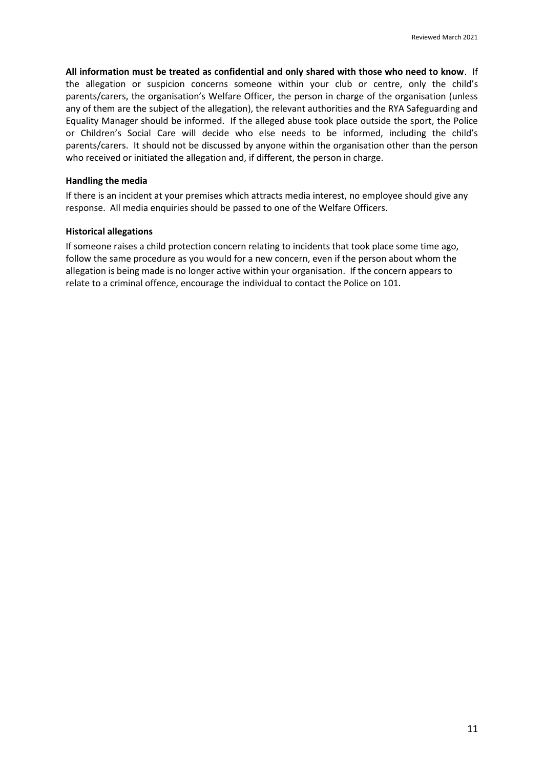**All information must be treated as confidential and only shared with those who need to know**. If the allegation or suspicion concerns someone within your club or centre, only the child's parents/carers, the organisation's Welfare Officer, the person in charge of the organisation (unless any of them are the subject of the allegation), the relevant authorities and the RYA Safeguarding and Equality Manager should be informed. If the alleged abuse took place outside the sport, the Police or Children's Social Care will decide who else needs to be informed, including the child's parents/carers. It should not be discussed by anyone within the organisation other than the person who received or initiated the allegation and, if different, the person in charge.

**Handling the media**

If there is an incident at your premises which attracts media interest, no employee should give any response. All media enquiries should be passed to one of the Welfare Officers.

**Historical allegations**

If someone raises a child protection concern relating to incidents that took place some time ago, follow the same procedure as you would for a new concern, even if the person about whom the allegation is being made is no longer active within your organisation. If the concern appears to relate to a criminal offence, encourage the individual to contact the Police on 101.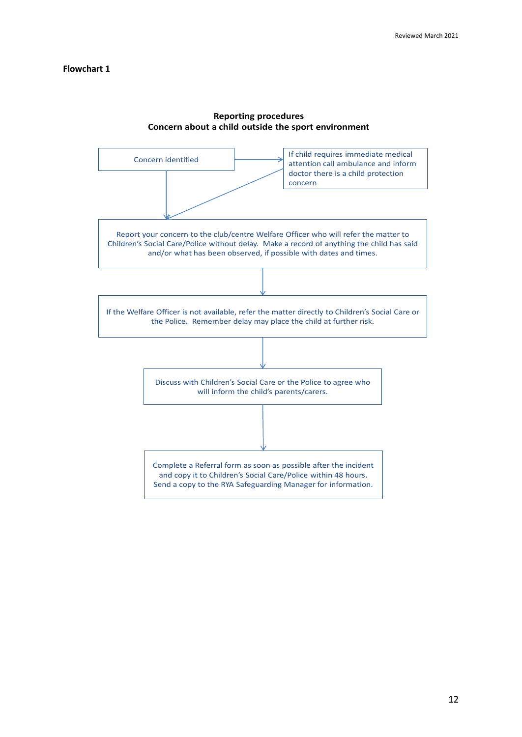**Flowchart 1**

**Reporting procedures**
**Concern about a child outside the sport environment**

Concern identified

If child requires immediate medical attention call ambulance and inform doctor there is a child protection concern

Report your concern to the club/centre Welfare Officer who will refer the matter to Children's Social Care/Police without delay. Make a record of anything the child has said and/or what has been observed, if possible with dates and times.

If the Welfare Officer is not available, refer the matter directly to Children's Social Care or the Police. Remember delay may place the child at further risk.

Discuss with Children's Social Care or the Police to agree who will inform the child's parents/carers.

Complete a Referral form as soon as possible after the incident and copy it to Children's Social Care/Police within 48 hours. Send a copy to the RYA Safeguarding Manager for information.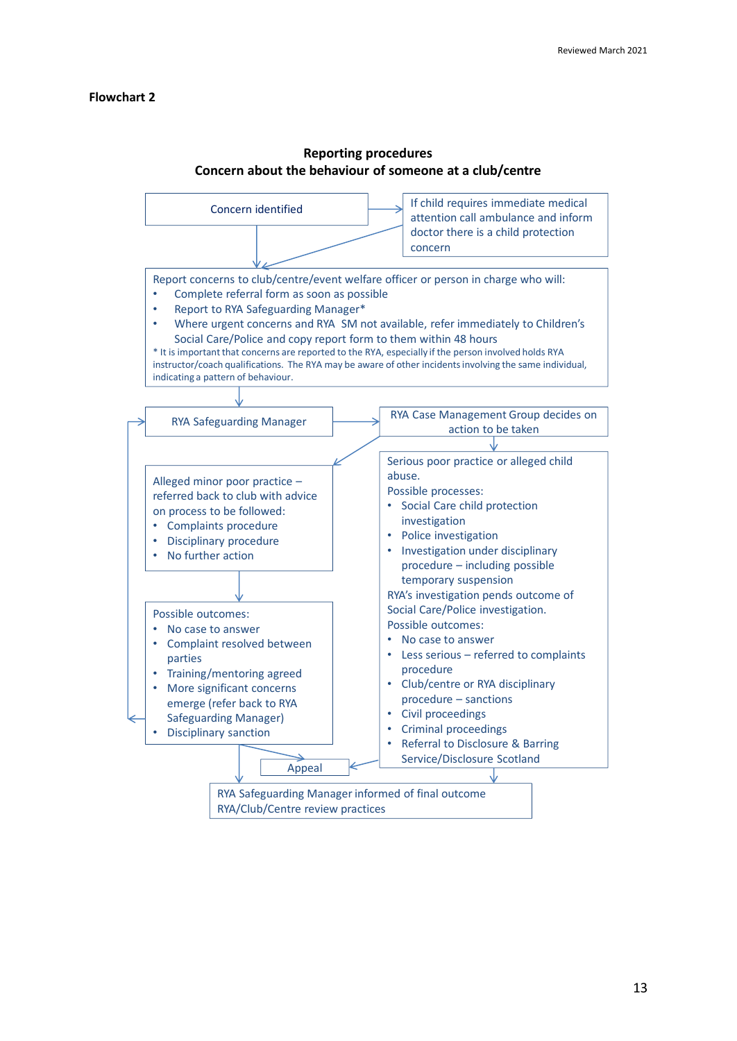**Flowchart 2**

## Reporting procedures
## Concern about the behaviour of someone at a club/centre

Concern identified

If child requires immediate medical attention call ambulance and inform doctor there is a child protection concern

Report concerns to club/centre/event welfare officer or person in charge who will:

- Complete referral form as soon as possible
- Report to RYA Safeguarding Manager*
- Where urgent concerns and RYA SM not available, refer immediately to Children's Social Care/Police and copy report form to them within 48 hours

\* It is important that concerns are reported to the RYA, especially if the person involved holds RYA instructor/coach qualifications. The RYA may be aware of other incidents involving the same individual, indicating a pattern of behaviour.

RYA Safeguarding Manager

RYA Case Management Group decides on action to be taken

Alleged minor poor practice – referred back to club with advice on process to be followed:

- Complaints procedure
- Disciplinary procedure
- No further action

Possible outcomes:

- No case to answer
- Complaint resolved between parties
- Training/mentoring agreed
- More significant concerns emerge (refer back to RYA Safeguarding Manager)
- Disciplinary sanction

Serious poor practice or alleged child abuse.

Possible processes:

- Social Care child protection investigation
- Police investigation
- Investigation under disciplinary procedure – including possible temporary suspension

RYA's investigation pends outcome of Social Care/Police investigation.

Possible outcomes:

- No case to answer
- Less serious – referred to complaints procedure
- Club/centre or RYA disciplinary procedure – sanctions
- Civil proceedings
- Criminal proceedings
- Referral to Disclosure & Barring Service/Disclosure Scotland

Appeal

RYA Safeguarding Manager informed of final outcome
RYA/Club/Centre review practices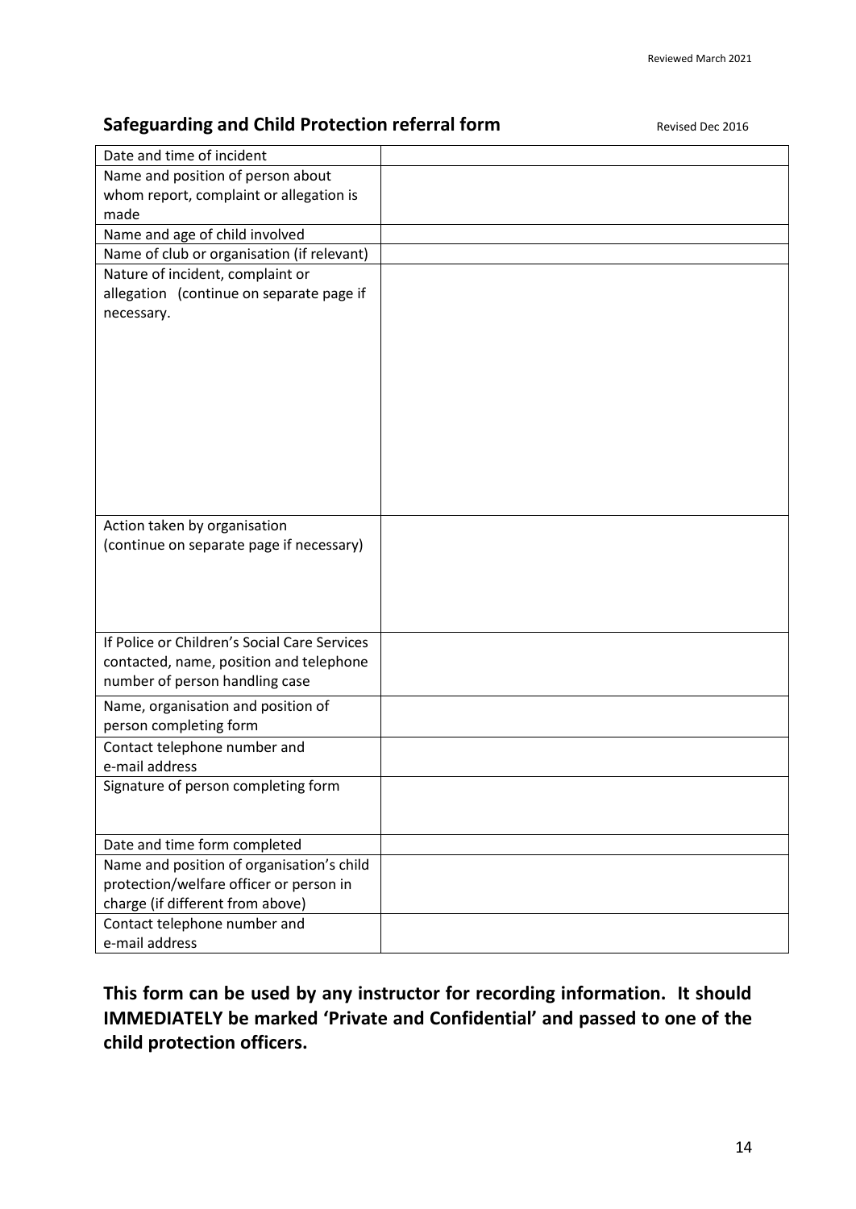## Safeguarding and Child Protection referral form

Revised Dec 2016

| | |
|---|---|
| Date and time of incident | |
| Name and position of person about whom report, complaint or allegation is made | |
| Name and age of child involved | |
| Name of club or organisation (if relevant) | |
| Nature of incident, complaint or allegation (continue on separate page if necessary. | |
| Action taken by organisation (continue on separate page if necessary) | |
| If Police or Children's Social Care Services contacted, name, position and telephone number of person handling case | |
| Name, organisation and position of person completing form | |
| Contact telephone number and e-mail address | |
| Signature of person completing form | |
| Date and time form completed | |
| Name and position of organisation's child protection/welfare officer or person in charge (if different from above) | |
| Contact telephone number and e-mail address | |

**This form can be used by any instructor for recording information. It should IMMEDIATELY be marked 'Private and Confidential' and passed to one of the child protection officers.**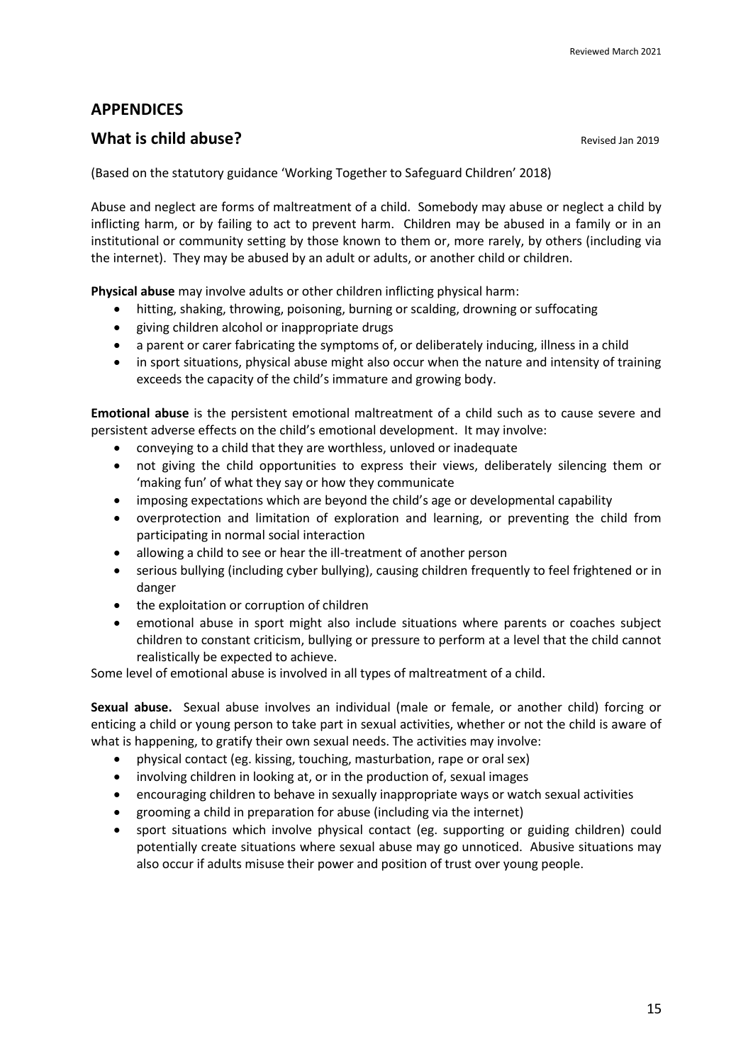## APPENDICES

## What is child abuse?

Revised Jan 2019

(Based on the statutory guidance 'Working Together to Safeguard Children' 2018)

Abuse and neglect are forms of maltreatment of a child. Somebody may abuse or neglect a child by inflicting harm, or by failing to act to prevent harm. Children may be abused in a family or in an institutional or community setting by those known to them or, more rarely, by others (including via the internet). They may be abused by an adult or adults, or another child or children.

**Physical abuse** may involve adults or other children inflicting physical harm:

- hitting, shaking, throwing, poisoning, burning or scalding, drowning or suffocating
- giving children alcohol or inappropriate drugs
- a parent or carer fabricating the symptoms of, or deliberately inducing, illness in a child
- in sport situations, physical abuse might also occur when the nature and intensity of training exceeds the capacity of the child's immature and growing body.

**Emotional abuse** is the persistent emotional maltreatment of a child such as to cause severe and persistent adverse effects on the child's emotional development. It may involve:

- conveying to a child that they are worthless, unloved or inadequate
- not giving the child opportunities to express their views, deliberately silencing them or 'making fun' of what they say or how they communicate
- imposing expectations which are beyond the child's age or developmental capability
- overprotection and limitation of exploration and learning, or preventing the child from participating in normal social interaction
- allowing a child to see or hear the ill-treatment of another person
- serious bullying (including cyber bullying), causing children frequently to feel frightened or in danger
- the exploitation or corruption of children
- emotional abuse in sport might also include situations where parents or coaches subject children to constant criticism, bullying or pressure to perform at a level that the child cannot realistically be expected to achieve.

Some level of emotional abuse is involved in all types of maltreatment of a child.

**Sexual abuse.** Sexual abuse involves an individual (male or female, or another child) forcing or enticing a child or young person to take part in sexual activities, whether or not the child is aware of what is happening, to gratify their own sexual needs. The activities may involve:

- physical contact (eg. kissing, touching, masturbation, rape or oral sex)
- involving children in looking at, or in the production of, sexual images
- encouraging children to behave in sexually inappropriate ways or watch sexual activities
- grooming a child in preparation for abuse (including via the internet)
- sport situations which involve physical contact (eg. supporting or guiding children) could potentially create situations where sexual abuse may go unnoticed. Abusive situations may also occur if adults misuse their power and position of trust over young people.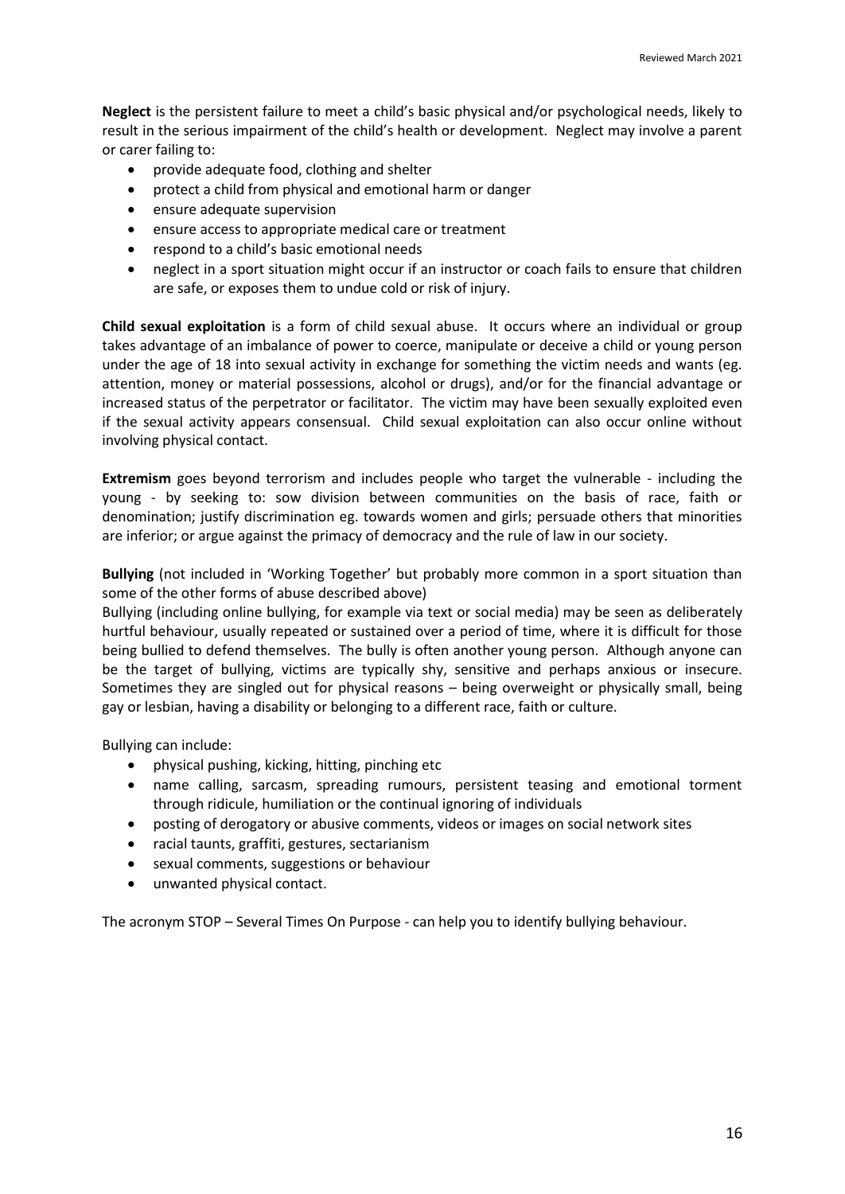**Neglect** is the persistent failure to meet a child's basic physical and/or psychological needs, likely to result in the serious impairment of the child's health or development. Neglect may involve a parent or carer failing to:

- provide adequate food, clothing and shelter
- protect a child from physical and emotional harm or danger
- ensure adequate supervision
- ensure access to appropriate medical care or treatment
- respond to a child's basic emotional needs
- neglect in a sport situation might occur if an instructor or coach fails to ensure that children are safe, or exposes them to undue cold or risk of injury.

**Child sexual exploitation** is a form of child sexual abuse. It occurs where an individual or group takes advantage of an imbalance of power to coerce, manipulate or deceive a child or young person under the age of 18 into sexual activity in exchange for something the victim needs and wants (eg. attention, money or material possessions, alcohol or drugs), and/or for the financial advantage or increased status of the perpetrator or facilitator. The victim may have been sexually exploited even if the sexual activity appears consensual. Child sexual exploitation can also occur online without involving physical contact.

**Extremism** goes beyond terrorism and includes people who target the vulnerable - including the young - by seeking to: sow division between communities on the basis of race, faith or denomination; justify discrimination eg. towards women and girls; persuade others that minorities are inferior; or argue against the primacy of democracy and the rule of law in our society.

**Bullying** (not included in 'Working Together' but probably more common in a sport situation than some of the other forms of abuse described above)

Bullying (including online bullying, for example via text or social media) may be seen as deliberately hurtful behaviour, usually repeated or sustained over a period of time, where it is difficult for those being bullied to defend themselves. The bully is often another young person. Although anyone can be the target of bullying, victims are typically shy, sensitive and perhaps anxious or insecure. Sometimes they are singled out for physical reasons – being overweight or physically small, being gay or lesbian, having a disability or belonging to a different race, faith or culture.

Bullying can include:

- physical pushing, kicking, hitting, pinching etc
- name calling, sarcasm, spreading rumours, persistent teasing and emotional torment through ridicule, humiliation or the continual ignoring of individuals
- posting of derogatory or abusive comments, videos or images on social network sites
- racial taunts, graffiti, gestures, sectarianism
- sexual comments, suggestions or behaviour
- unwanted physical contact.

The acronym STOP – Several Times On Purpose - can help you to identify bullying behaviour.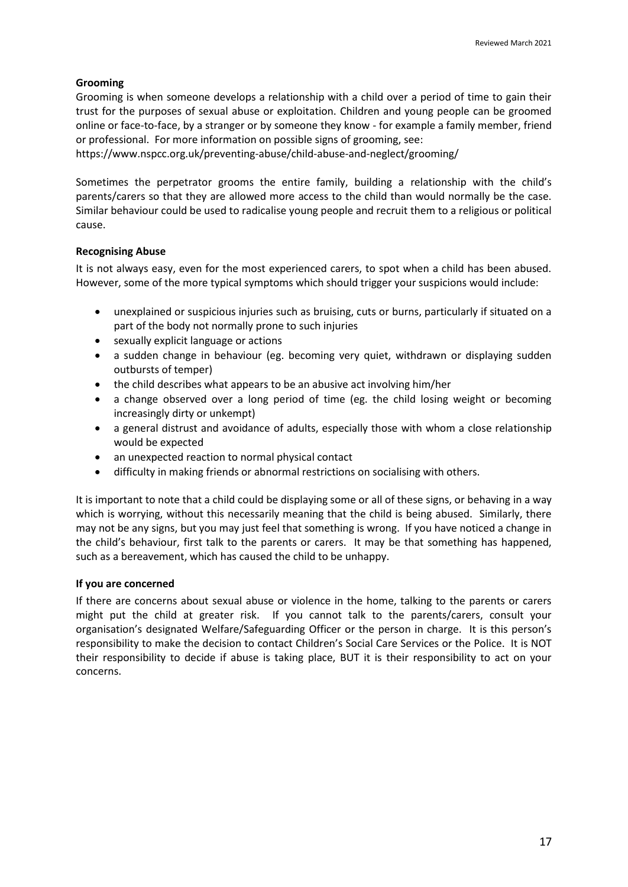**Grooming**

Grooming is when someone develops a relationship with a child over a period of time to gain their trust for the purposes of sexual abuse or exploitation. Children and young people can be groomed online or face-to-face, by a stranger or by someone they know - for example a family member, friend or professional. For more information on possible signs of grooming, see:
https://www.nspcc.org.uk/preventing-abuse/child-abuse-and-neglect/grooming/

Sometimes the perpetrator grooms the entire family, building a relationship with the child's parents/carers so that they are allowed more access to the child than would normally be the case. Similar behaviour could be used to radicalise young people and recruit them to a religious or political cause.

**Recognising Abuse**

It is not always easy, even for the most experienced carers, to spot when a child has been abused. However, some of the more typical symptoms which should trigger your suspicions would include:

- unexplained or suspicious injuries such as bruising, cuts or burns, particularly if situated on a part of the body not normally prone to such injuries
- sexually explicit language or actions
- a sudden change in behaviour (eg. becoming very quiet, withdrawn or displaying sudden outbursts of temper)
- the child describes what appears to be an abusive act involving him/her
- a change observed over a long period of time (eg. the child losing weight or becoming increasingly dirty or unkempt)
- a general distrust and avoidance of adults, especially those with whom a close relationship would be expected
- an unexpected reaction to normal physical contact
- difficulty in making friends or abnormal restrictions on socialising with others.

It is important to note that a child could be displaying some or all of these signs, or behaving in a way which is worrying, without this necessarily meaning that the child is being abused. Similarly, there may not be any signs, but you may just feel that something is wrong. If you have noticed a change in the child's behaviour, first talk to the parents or carers. It may be that something has happened, such as a bereavement, which has caused the child to be unhappy.

**If you are concerned**

If there are concerns about sexual abuse or violence in the home, talking to the parents or carers might put the child at greater risk. If you cannot talk to the parents/carers, consult your organisation's designated Welfare/Safeguarding Officer or the person in charge. It is this person's responsibility to make the decision to contact Children's Social Care Services or the Police. It is NOT their responsibility to decide if abuse is taking place, BUT it is their responsibility to act on your concerns.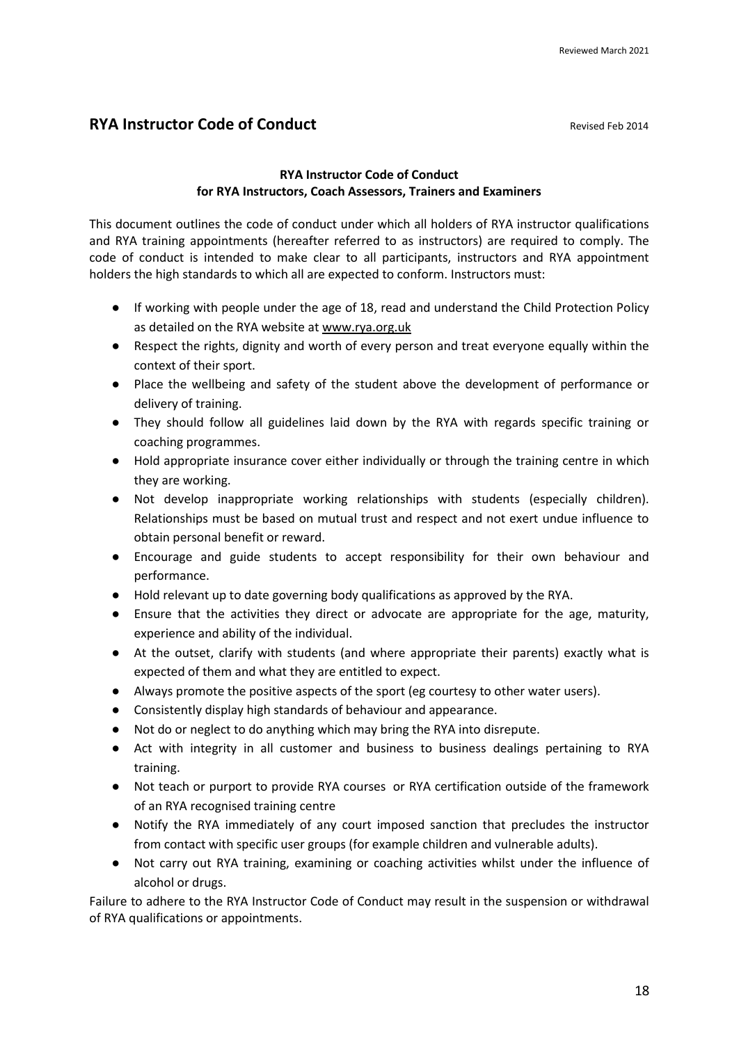Reviewed March 2021

## RYA Instructor Code of Conduct

Revised Feb 2014

**RYA Instructor Code of Conduct**
**for RYA Instructors, Coach Assessors, Trainers and Examiners**

This document outlines the code of conduct under which all holders of RYA instructor qualifications and RYA training appointments (hereafter referred to as instructors) are required to comply. The code of conduct is intended to make clear to all participants, instructors and RYA appointment holders the high standards to which all are expected to conform. Instructors must:

- If working with people under the age of 18, read and understand the Child Protection Policy as detailed on the RYA website at www.rya.org.uk
- Respect the rights, dignity and worth of every person and treat everyone equally within the context of their sport.
- Place the wellbeing and safety of the student above the development of performance or delivery of training.
- They should follow all guidelines laid down by the RYA with regards specific training or coaching programmes.
- Hold appropriate insurance cover either individually or through the training centre in which they are working.
- Not develop inappropriate working relationships with students (especially children). Relationships must be based on mutual trust and respect and not exert undue influence to obtain personal benefit or reward.
- Encourage and guide students to accept responsibility for their own behaviour and performance.
- Hold relevant up to date governing body qualifications as approved by the RYA.
- Ensure that the activities they direct or advocate are appropriate for the age, maturity, experience and ability of the individual.
- At the outset, clarify with students (and where appropriate their parents) exactly what is expected of them and what they are entitled to expect.
- Always promote the positive aspects of the sport (eg courtesy to other water users).
- Consistently display high standards of behaviour and appearance.
- Not do or neglect to do anything which may bring the RYA into disrepute.
- Act with integrity in all customer and business to business dealings pertaining to RYA training.
- Not teach or purport to provide RYA courses or RYA certification outside of the framework of an RYA recognised training centre
- Notify the RYA immediately of any court imposed sanction that precludes the instructor from contact with specific user groups (for example children and vulnerable adults).
- Not carry out RYA training, examining or coaching activities whilst under the influence of alcohol or drugs.

Failure to adhere to the RYA Instructor Code of Conduct may result in the suspension or withdrawal of RYA qualifications or appointments.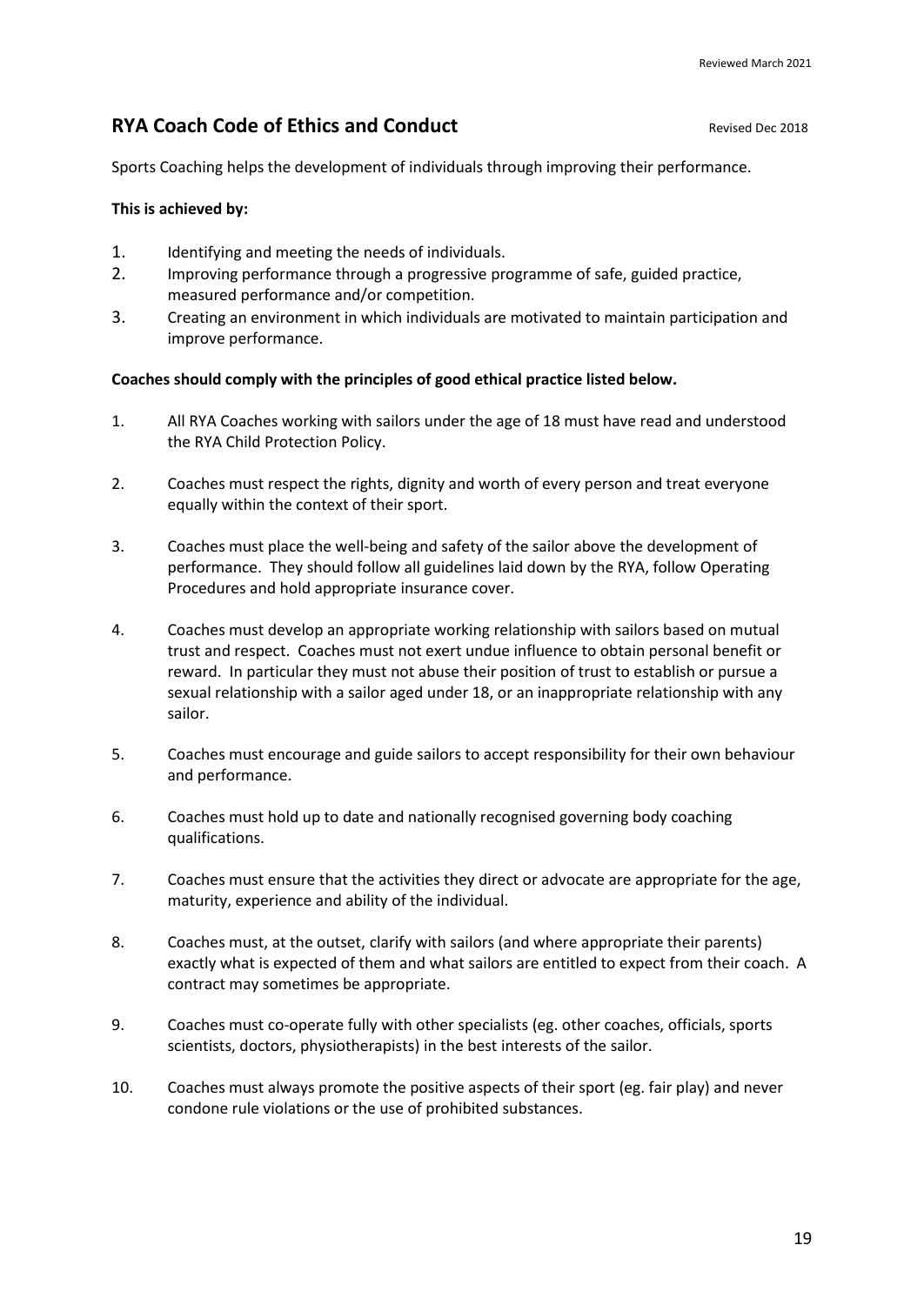## RYA Coach Code of Ethics and Conduct

Revised Dec 2018

Sports Coaching helps the development of individuals through improving their performance.

**This is achieved by:**

1. Identifying and meeting the needs of individuals.
2. Improving performance through a progressive programme of safe, guided practice, measured performance and/or competition.
3. Creating an environment in which individuals are motivated to maintain participation and improve performance.

**Coaches should comply with the principles of good ethical practice listed below.**

1. All RYA Coaches working with sailors under the age of 18 must have read and understood the RYA Child Protection Policy.

2. Coaches must respect the rights, dignity and worth of every person and treat everyone equally within the context of their sport.

3. Coaches must place the well-being and safety of the sailor above the development of performance. They should follow all guidelines laid down by the RYA, follow Operating Procedures and hold appropriate insurance cover.

4. Coaches must develop an appropriate working relationship with sailors based on mutual trust and respect. Coaches must not exert undue influence to obtain personal benefit or reward. In particular they must not abuse their position of trust to establish or pursue a sexual relationship with a sailor aged under 18, or an inappropriate relationship with any sailor.

5. Coaches must encourage and guide sailors to accept responsibility for their own behaviour and performance.

6. Coaches must hold up to date and nationally recognised governing body coaching qualifications.

7. Coaches must ensure that the activities they direct or advocate are appropriate for the age, maturity, experience and ability of the individual.

8. Coaches must, at the outset, clarify with sailors (and where appropriate their parents) exactly what is expected of them and what sailors are entitled to expect from their coach. A contract may sometimes be appropriate.

9. Coaches must co-operate fully with other specialists (eg. other coaches, officials, sports scientists, doctors, physiotherapists) in the best interests of the sailor.

10. Coaches must always promote the positive aspects of their sport (eg. fair play) and never condone rule violations or the use of prohibited substances.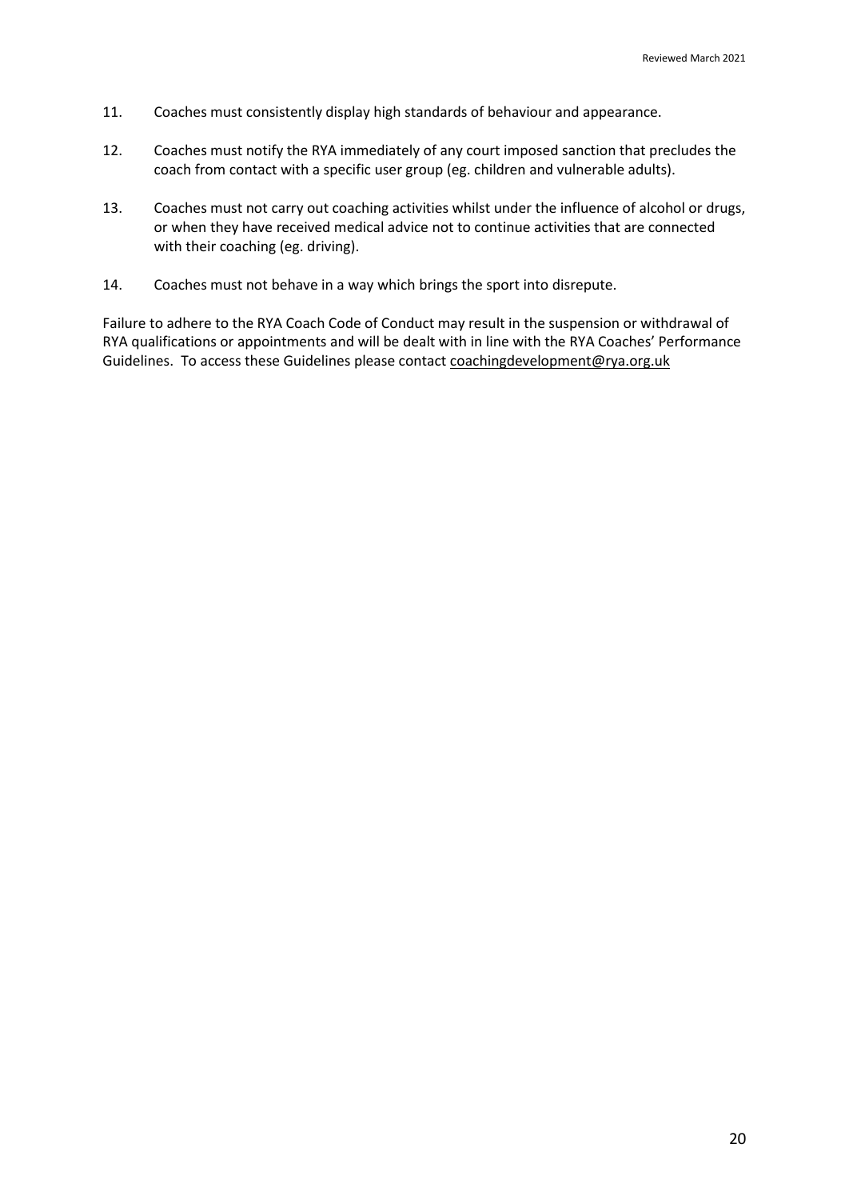11. Coaches must consistently display high standards of behaviour and appearance.

12. Coaches must notify the RYA immediately of any court imposed sanction that precludes the coach from contact with a specific user group (eg. children and vulnerable adults).

13. Coaches must not carry out coaching activities whilst under the influence of alcohol or drugs, or when they have received medical advice not to continue activities that are connected with their coaching (eg. driving).

14. Coaches must not behave in a way which brings the sport into disrepute.

Failure to adhere to the RYA Coach Code of Conduct may result in the suspension or withdrawal of RYA qualifications or appointments and will be dealt with in line with the RYA Coaches' Performance Guidelines. To access these Guidelines please contact coachingdevelopment@rya.org.uk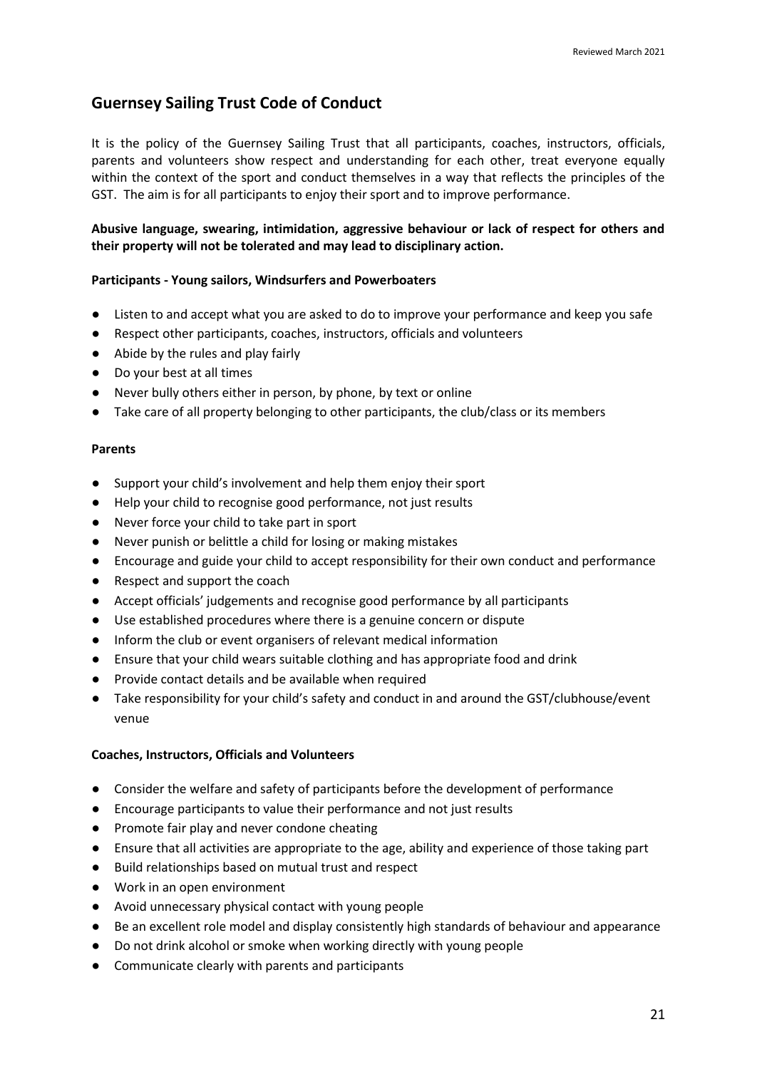## Guernsey Sailing Trust Code of Conduct

It is the policy of the Guernsey Sailing Trust that all participants, coaches, instructors, officials, parents and volunteers show respect and understanding for each other, treat everyone equally within the context of the sport and conduct themselves in a way that reflects the principles of the GST. The aim is for all participants to enjoy their sport and to improve performance.

**Abusive language, swearing, intimidation, aggressive behaviour or lack of respect for others and their property will not be tolerated and may lead to disciplinary action.**

**Participants - Young sailors, Windsurfers and Powerboaters**

- Listen to and accept what you are asked to do to improve your performance and keep you safe
- Respect other participants, coaches, instructors, officials and volunteers
- Abide by the rules and play fairly
- Do your best at all times
- Never bully others either in person, by phone, by text or online
- Take care of all property belonging to other participants, the club/class or its members

**Parents**

- Support your child's involvement and help them enjoy their sport
- Help your child to recognise good performance, not just results
- Never force your child to take part in sport
- Never punish or belittle a child for losing or making mistakes
- Encourage and guide your child to accept responsibility for their own conduct and performance
- Respect and support the coach
- Accept officials' judgements and recognise good performance by all participants
- Use established procedures where there is a genuine concern or dispute
- Inform the club or event organisers of relevant medical information
- Ensure that your child wears suitable clothing and has appropriate food and drink
- Provide contact details and be available when required
- Take responsibility for your child's safety and conduct in and around the GST/clubhouse/event venue

**Coaches, Instructors, Officials and Volunteers**

- Consider the welfare and safety of participants before the development of performance
- Encourage participants to value their performance and not just results
- Promote fair play and never condone cheating
- Ensure that all activities are appropriate to the age, ability and experience of those taking part
- Build relationships based on mutual trust and respect
- Work in an open environment
- Avoid unnecessary physical contact with young people
- Be an excellent role model and display consistently high standards of behaviour and appearance
- Do not drink alcohol or smoke when working directly with young people
- Communicate clearly with parents and participants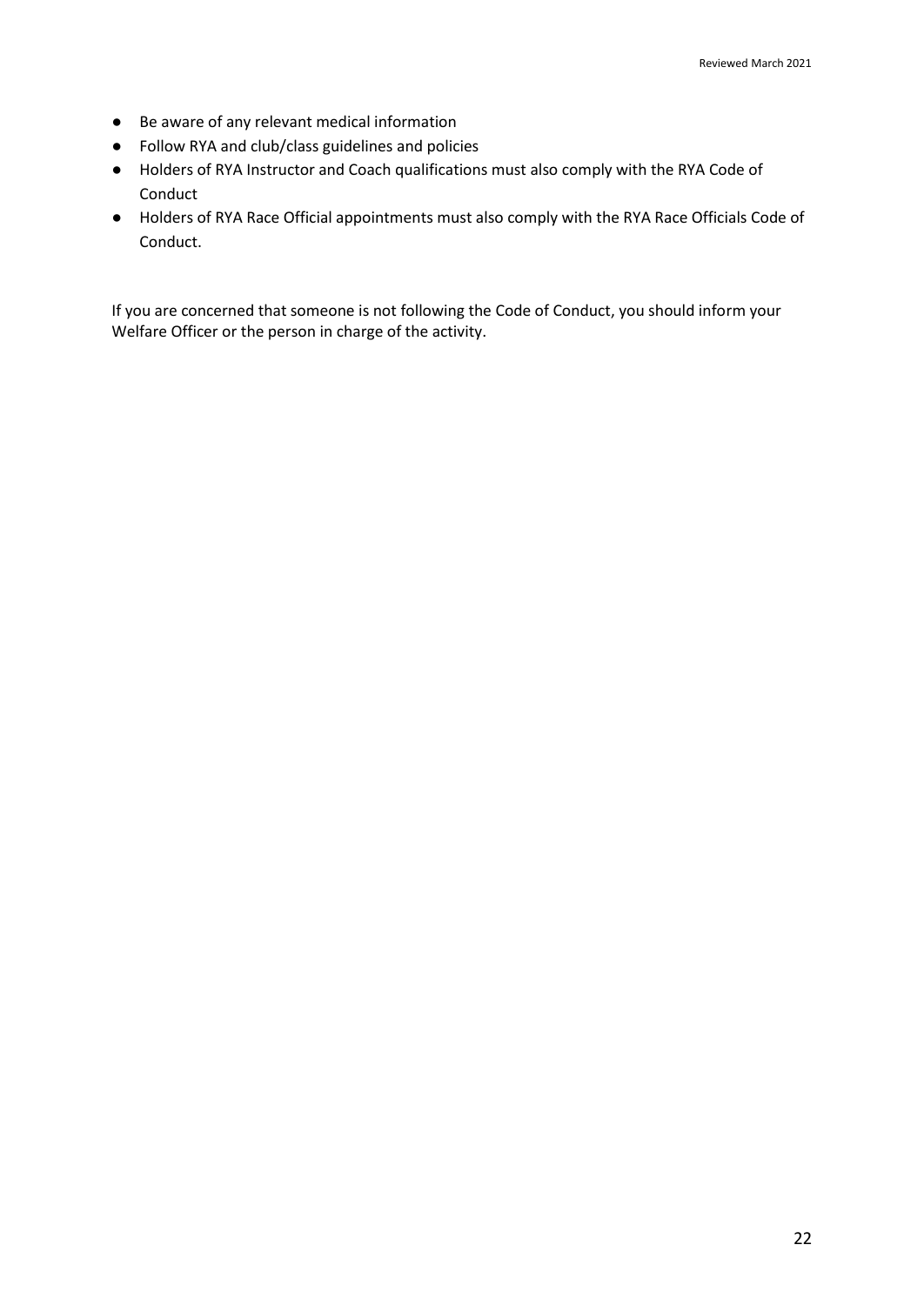- Be aware of any relevant medical information
- Follow RYA and club/class guidelines and policies
- Holders of RYA Instructor and Coach qualifications must also comply with the RYA Code of Conduct
- Holders of RYA Race Official appointments must also comply with the RYA Race Officials Code of Conduct.

If you are concerned that someone is not following the Code of Conduct, you should inform your Welfare Officer or the person in charge of the activity.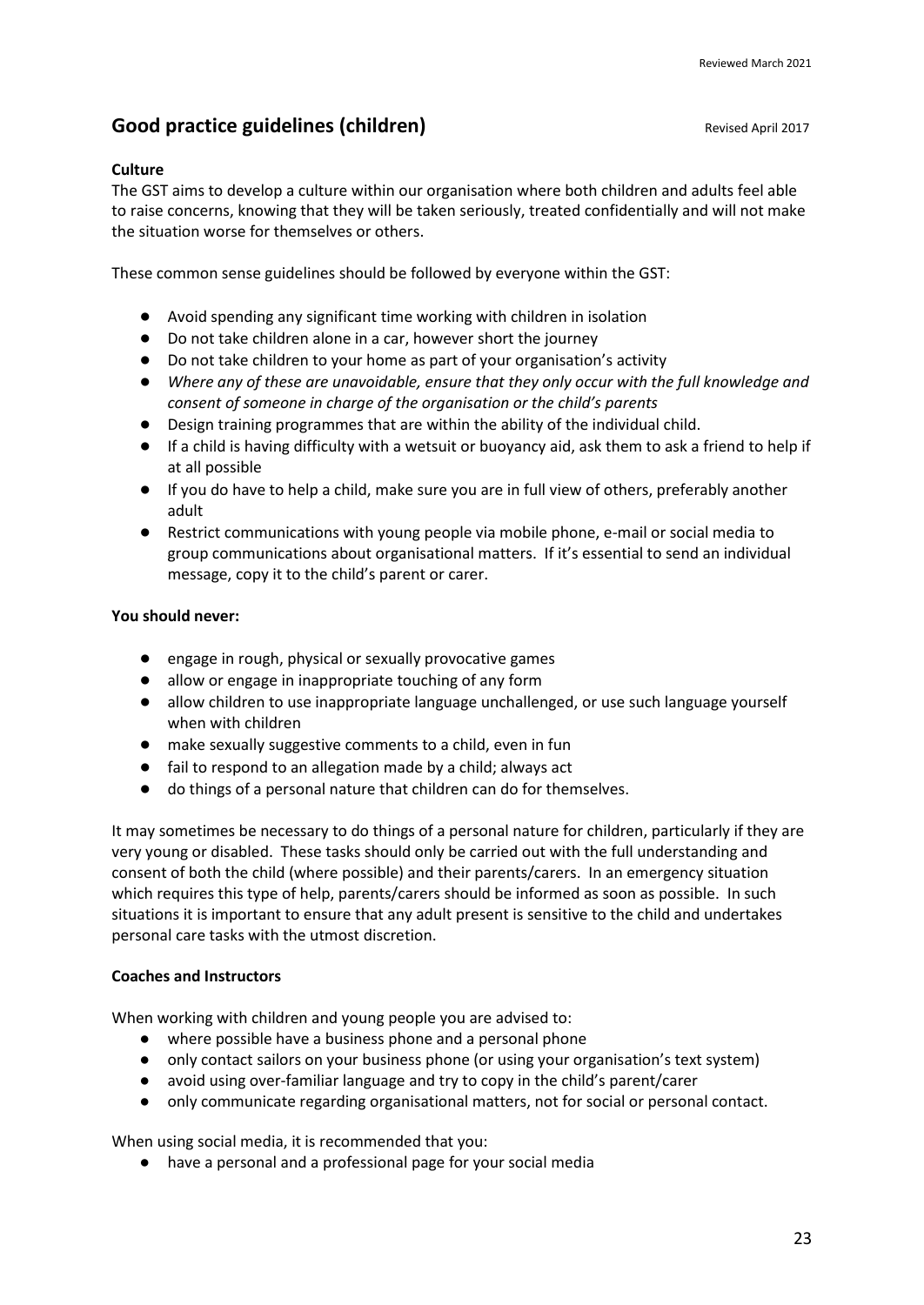## Good practice guidelines (children)

Revised April 2017

**Culture**

The GST aims to develop a culture within our organisation where both children and adults feel able to raise concerns, knowing that they will be taken seriously, treated confidentially and will not make the situation worse for themselves or others.

These common sense guidelines should be followed by everyone within the GST:

- Avoid spending any significant time working with children in isolation
- Do not take children alone in a car, however short the journey
- Do not take children to your home as part of your organisation's activity
- *Where any of these are unavoidable, ensure that they only occur with the full knowledge and consent of someone in charge of the organisation or the child's parents*
- Design training programmes that are within the ability of the individual child.
- If a child is having difficulty with a wetsuit or buoyancy aid, ask them to ask a friend to help if at all possible
- If you do have to help a child, make sure you are in full view of others, preferably another adult
- Restrict communications with young people via mobile phone, e-mail or social media to group communications about organisational matters. If it's essential to send an individual message, copy it to the child's parent or carer.

**You should never:**

- engage in rough, physical or sexually provocative games
- allow or engage in inappropriate touching of any form
- allow children to use inappropriate language unchallenged, or use such language yourself when with children
- make sexually suggestive comments to a child, even in fun
- fail to respond to an allegation made by a child; always act
- do things of a personal nature that children can do for themselves.

It may sometimes be necessary to do things of a personal nature for children, particularly if they are very young or disabled. These tasks should only be carried out with the full understanding and consent of both the child (where possible) and their parents/carers. In an emergency situation which requires this type of help, parents/carers should be informed as soon as possible. In such situations it is important to ensure that any adult present is sensitive to the child and undertakes personal care tasks with the utmost discretion.

**Coaches and Instructors**

When working with children and young people you are advised to:

- where possible have a business phone and a personal phone
- only contact sailors on your business phone (or using your organisation's text system)
- avoid using over-familiar language and try to copy in the child's parent/carer
- only communicate regarding organisational matters, not for social or personal contact.

When using social media, it is recommended that you:

- have a personal and a professional page for your social media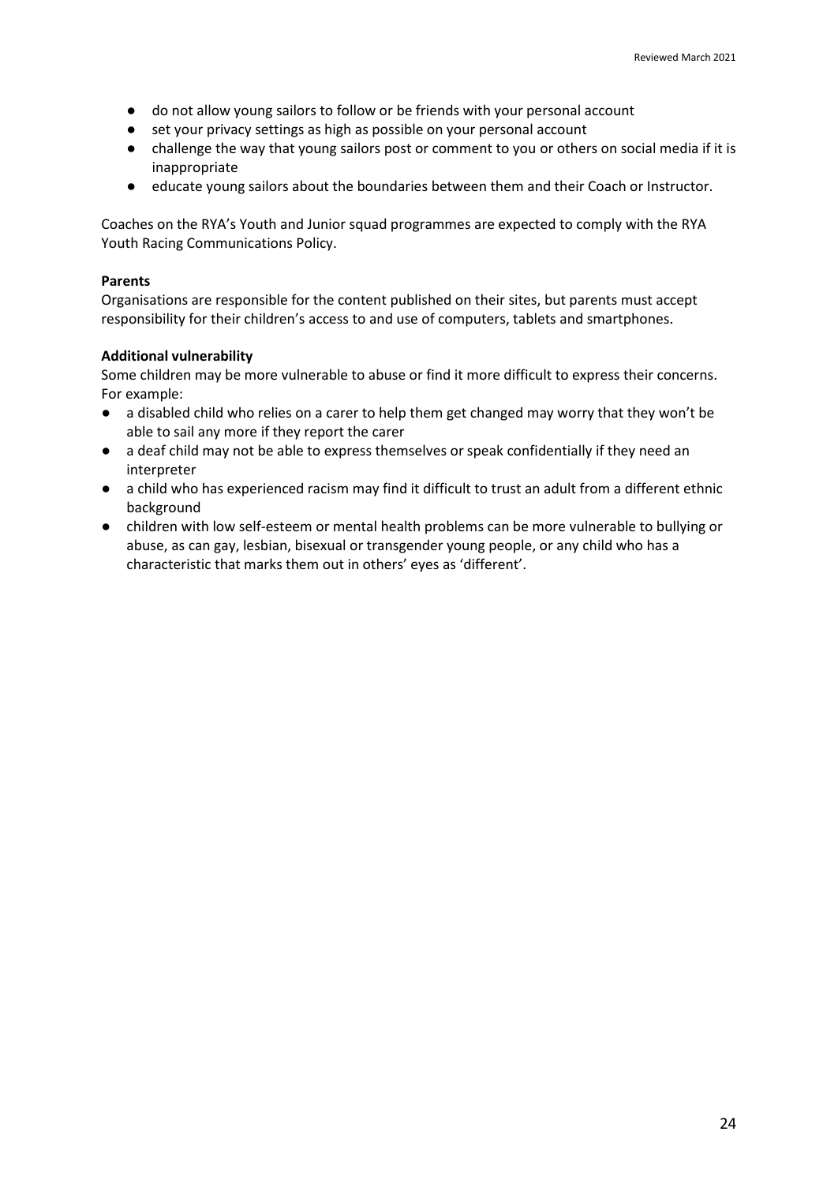- do not allow young sailors to follow or be friends with your personal account
- set your privacy settings as high as possible on your personal account
- challenge the way that young sailors post or comment to you or others on social media if it is inappropriate
- educate young sailors about the boundaries between them and their Coach or Instructor.

Coaches on the RYA's Youth and Junior squad programmes are expected to comply with the RYA Youth Racing Communications Policy.

**Parents**

Organisations are responsible for the content published on their sites, but parents must accept responsibility for their children's access to and use of computers, tablets and smartphones.

**Additional vulnerability**

Some children may be more vulnerable to abuse or find it more difficult to express their concerns. For example:

- a disabled child who relies on a carer to help them get changed may worry that they won't be able to sail any more if they report the carer
- a deaf child may not be able to express themselves or speak confidentially if they need an interpreter
- a child who has experienced racism may find it difficult to trust an adult from a different ethnic background
- children with low self-esteem or mental health problems can be more vulnerable to bullying or abuse, as can gay, lesbian, bisexual or transgender young people, or any child who has a characteristic that marks them out in others' eyes as 'different'.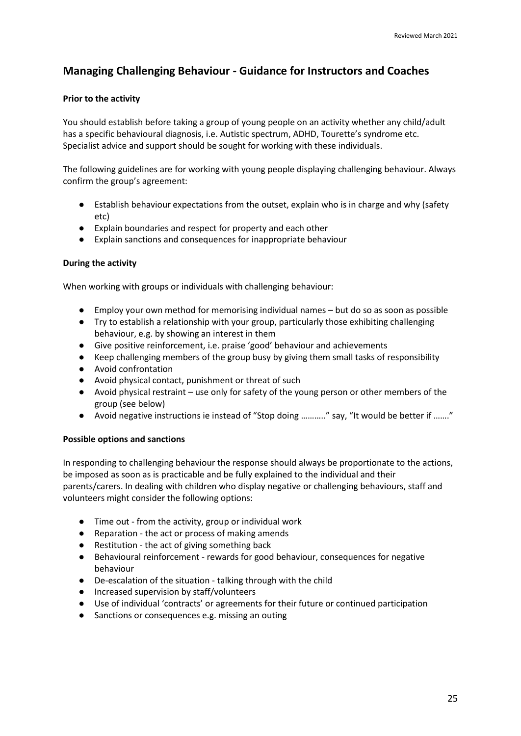## Managing Challenging Behaviour - Guidance for Instructors and Coaches

**Prior to the activity**

You should establish before taking a group of young people on an activity whether any child/adult has a specific behavioural diagnosis, i.e. Autistic spectrum, ADHD, Tourette's syndrome etc. Specialist advice and support should be sought for working with these individuals.

The following guidelines are for working with young people displaying challenging behaviour. Always confirm the group's agreement:

- Establish behaviour expectations from the outset, explain who is in charge and why (safety etc)
- Explain boundaries and respect for property and each other
- Explain sanctions and consequences for inappropriate behaviour

**During the activity**

When working with groups or individuals with challenging behaviour:

- Employ your own method for memorising individual names – but do so as soon as possible
- Try to establish a relationship with your group, particularly those exhibiting challenging behaviour, e.g. by showing an interest in them
- Give positive reinforcement, i.e. praise 'good' behaviour and achievements
- Keep challenging members of the group busy by giving them small tasks of responsibility
- Avoid confrontation
- Avoid physical contact, punishment or threat of such
- Avoid physical restraint – use only for safety of the young person or other members of the group (see below)
- Avoid negative instructions ie instead of "Stop doing ……….." say, "It would be better if ……."

**Possible options and sanctions**

In responding to challenging behaviour the response should always be proportionate to the actions, be imposed as soon as is practicable and be fully explained to the individual and their parents/carers. In dealing with children who display negative or challenging behaviours, staff and volunteers might consider the following options:

- Time out - from the activity, group or individual work
- Reparation - the act or process of making amends
- Restitution - the act of giving something back
- Behavioural reinforcement - rewards for good behaviour, consequences for negative behaviour
- De-escalation of the situation - talking through with the child
- Increased supervision by staff/volunteers
- Use of individual 'contracts' or agreements for their future or continued participation
- Sanctions or consequences e.g. missing an outing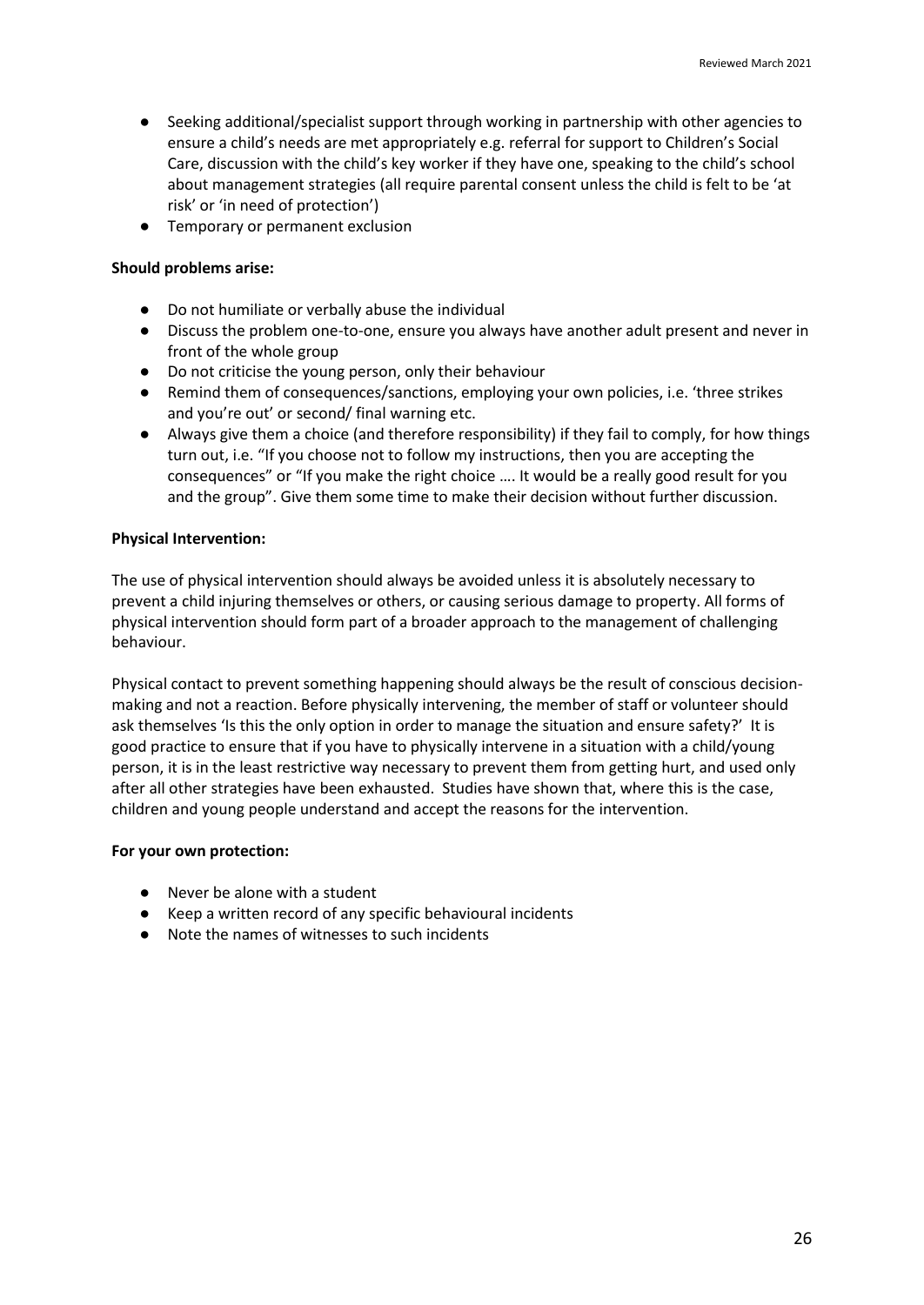- Seeking additional/specialist support through working in partnership with other agencies to ensure a child's needs are met appropriately e.g. referral for support to Children's Social Care, discussion with the child's key worker if they have one, speaking to the child's school about management strategies (all require parental consent unless the child is felt to be 'at risk' or 'in need of protection')
- Temporary or permanent exclusion

**Should problems arise:**

- Do not humiliate or verbally abuse the individual
- Discuss the problem one-to-one, ensure you always have another adult present and never in front of the whole group
- Do not criticise the young person, only their behaviour
- Remind them of consequences/sanctions, employing your own policies, i.e. 'three strikes and you're out' or second/ final warning etc.
- Always give them a choice (and therefore responsibility) if they fail to comply, for how things turn out, i.e. "If you choose not to follow my instructions, then you are accepting the consequences" or "If you make the right choice …. It would be a really good result for you and the group". Give them some time to make their decision without further discussion.

**Physical Intervention:**

The use of physical intervention should always be avoided unless it is absolutely necessary to prevent a child injuring themselves or others, or causing serious damage to property. All forms of physical intervention should form part of a broader approach to the management of challenging behaviour.

Physical contact to prevent something happening should always be the result of conscious decision-making and not a reaction. Before physically intervening, the member of staff or volunteer should ask themselves 'Is this the only option in order to manage the situation and ensure safety?' It is good practice to ensure that if you have to physically intervene in a situation with a child/young person, it is in the least restrictive way necessary to prevent them from getting hurt, and used only after all other strategies have been exhausted. Studies have shown that, where this is the case, children and young people understand and accept the reasons for the intervention.

**For your own protection:**

- Never be alone with a student
- Keep a written record of any specific behavioural incidents
- Note the names of witnesses to such incidents